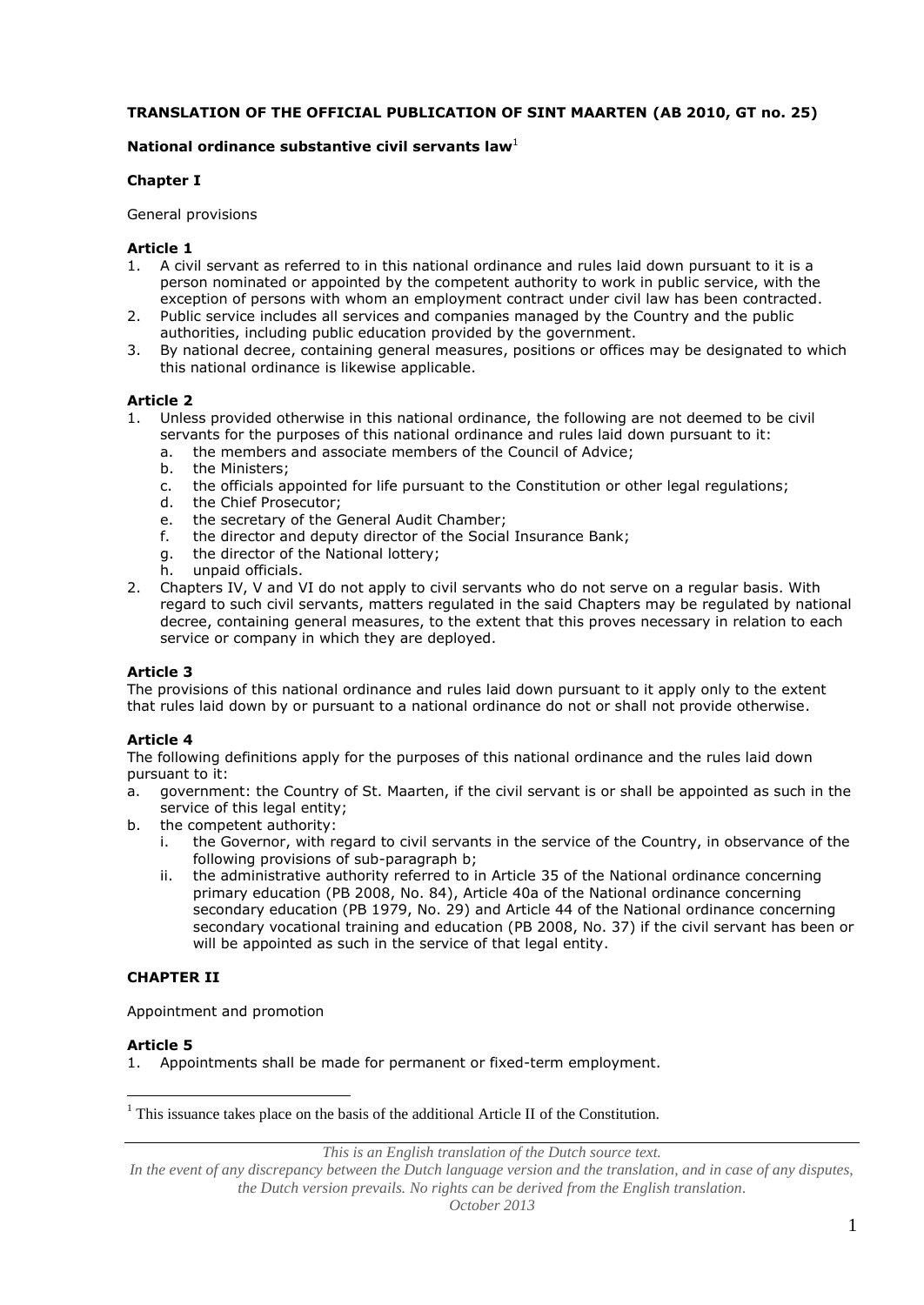**TRANSLATION OF THE OFFICIAL PUBLICATION OF SINT MAARTEN (AB 2010, GT no. 25)**

**National ordinance substantive civil servants law**[1]

**Chapter I**

General provisions

**Article 1**

1. A civil servant as referred to in this national ordinance and rules laid down pursuant to it is a person nominated or appointed by the competent authority to work in public service, with the exception of persons with whom an employment contract under civil law has been contracted.
2. Public service includes all services and companies managed by the Country and the public authorities, including public education provided by the government.
3. By national decree, containing general measures, positions or offices may be designated to which this national ordinance is likewise applicable.

**Article 2**

1. Unless provided otherwise in this national ordinance, the following are not deemed to be civil servants for the purposes of this national ordinance and rules laid down pursuant to it:
   a. the members and associate members of the Council of Advice;
   b. the Ministers;
   c. the officials appointed for life pursuant to the Constitution or other legal regulations;
   d. the Chief Prosecutor;
   e. the secretary of the General Audit Chamber;
   f. the director and deputy director of the Social Insurance Bank;
   g. the director of the National lottery;
   h. unpaid officials.
2. Chapters IV, V and VI do not apply to civil servants who do not serve on a regular basis. With regard to such civil servants, matters regulated in the said Chapters may be regulated by national decree, containing general measures, to the extent that this proves necessary in relation to each service or company in which they are deployed.

**Article 3**

The provisions of this national ordinance and rules laid down pursuant to it apply only to the extent that rules laid down by or pursuant to a national ordinance do not or shall not provide otherwise.

**Article 4**

The following definitions apply for the purposes of this national ordinance and the rules laid down pursuant to it:

a. government: the Country of St. Maarten, if the civil servant is or shall be appointed as such in the service of this legal entity;
b. the competent authority:
   i. the Governor, with regard to civil servants in the service of the Country, in observance of the following provisions of sub-paragraph b;
   ii. the administrative authority referred to in Article 35 of the National ordinance concerning primary education (PB 2008, No. 84), Article 40a of the National ordinance concerning secondary education (PB 1979, No. 29) and Article 44 of the National ordinance concerning secondary vocational training and education (PB 2008, No. 37) if the civil servant has been or will be appointed as such in the service of that legal entity.

**CHAPTER II**

Appointment and promotion

**Article 5**

1. Appointments shall be made for permanent or fixed-term employment.

[1] This issuance takes place on the basis of the additional Article II of the Constitution.

*This is an English translation of the Dutch source text.*
*In the event of any discrepancy between the Dutch language version and the translation, and in case of any disputes, the Dutch version prevails. No rights can be derived from the English translation.*
*October 2013*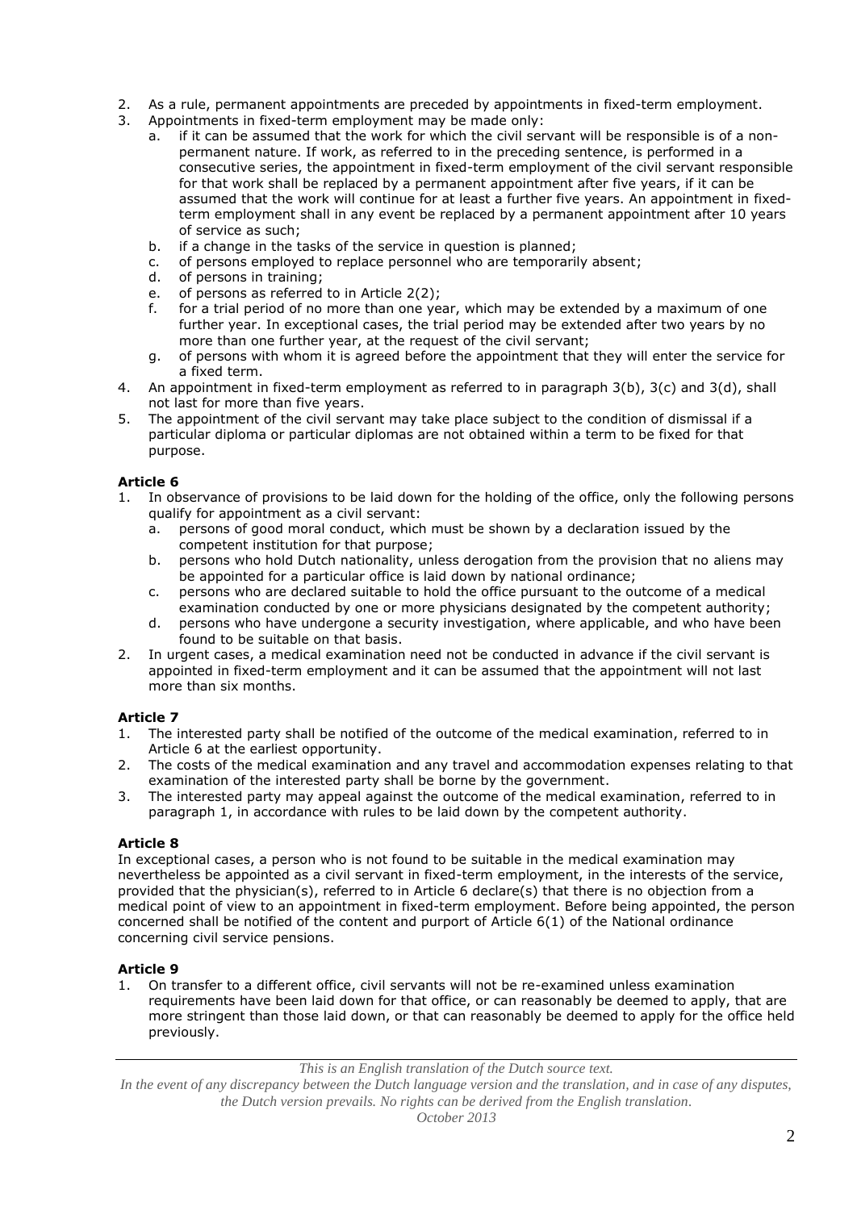2. As a rule, permanent appointments are preceded by appointments in fixed-term employment.
3. Appointments in fixed-term employment may be made only:
   a. if it can be assumed that the work for which the civil servant will be responsible is of a non-permanent nature. If work, as referred to in the preceding sentence, is performed in a consecutive series, the appointment in fixed-term employment of the civil servant responsible for that work shall be replaced by a permanent appointment after five years, if it can be assumed that the work will continue for at least a further five years. An appointment in fixed-term employment shall in any event be replaced by a permanent appointment after 10 years of service as such;
   b. if a change in the tasks of the service in question is planned;
   c. of persons employed to replace personnel who are temporarily absent;
   d. of persons in training;
   e. of persons as referred to in Article 2(2);
   f. for a trial period of no more than one year, which may be extended by a maximum of one further year. In exceptional cases, the trial period may be extended after two years by no more than one further year, at the request of the civil servant;
   g. of persons with whom it is agreed before the appointment that they will enter the service for a fixed term.
4. An appointment in fixed-term employment as referred to in paragraph 3(b), 3(c) and 3(d), shall not last for more than five years.
5. The appointment of the civil servant may take place subject to the condition of dismissal if a particular diploma or particular diplomas are not obtained within a term to be fixed for that purpose.

**Article 6**

1. In observance of provisions to be laid down for the holding of the office, only the following persons qualify for appointment as a civil servant:
   a. persons of good moral conduct, which must be shown by a declaration issued by the competent institution for that purpose;
   b. persons who hold Dutch nationality, unless derogation from the provision that no aliens may be appointed for a particular office is laid down by national ordinance;
   c. persons who are declared suitable to hold the office pursuant to the outcome of a medical examination conducted by one or more physicians designated by the competent authority;
   d. persons who have undergone a security investigation, where applicable, and who have been found to be suitable on that basis.
2. In urgent cases, a medical examination need not be conducted in advance if the civil servant is appointed in fixed-term employment and it can be assumed that the appointment will not last more than six months.

**Article 7**

1. The interested party shall be notified of the outcome of the medical examination, referred to in Article 6 at the earliest opportunity.
2. The costs of the medical examination and any travel and accommodation expenses relating to that examination of the interested party shall be borne by the government.
3. The interested party may appeal against the outcome of the medical examination, referred to in paragraph 1, in accordance with rules to be laid down by the competent authority.

**Article 8**

In exceptional cases, a person who is not found to be suitable in the medical examination may nevertheless be appointed as a civil servant in fixed-term employment, in the interests of the service, provided that the physician(s), referred to in Article 6 declare(s) that there is no objection from a medical point of view to an appointment in fixed-term employment. Before being appointed, the person concerned shall be notified of the content and purport of Article 6(1) of the National ordinance concerning civil service pensions.

**Article 9**

1. On transfer to a different office, civil servants will not be re-examined unless examination requirements have been laid down for that office, or can reasonably be deemed to apply, that are more stringent than those laid down, or that can reasonably be deemed to apply for the office held previously.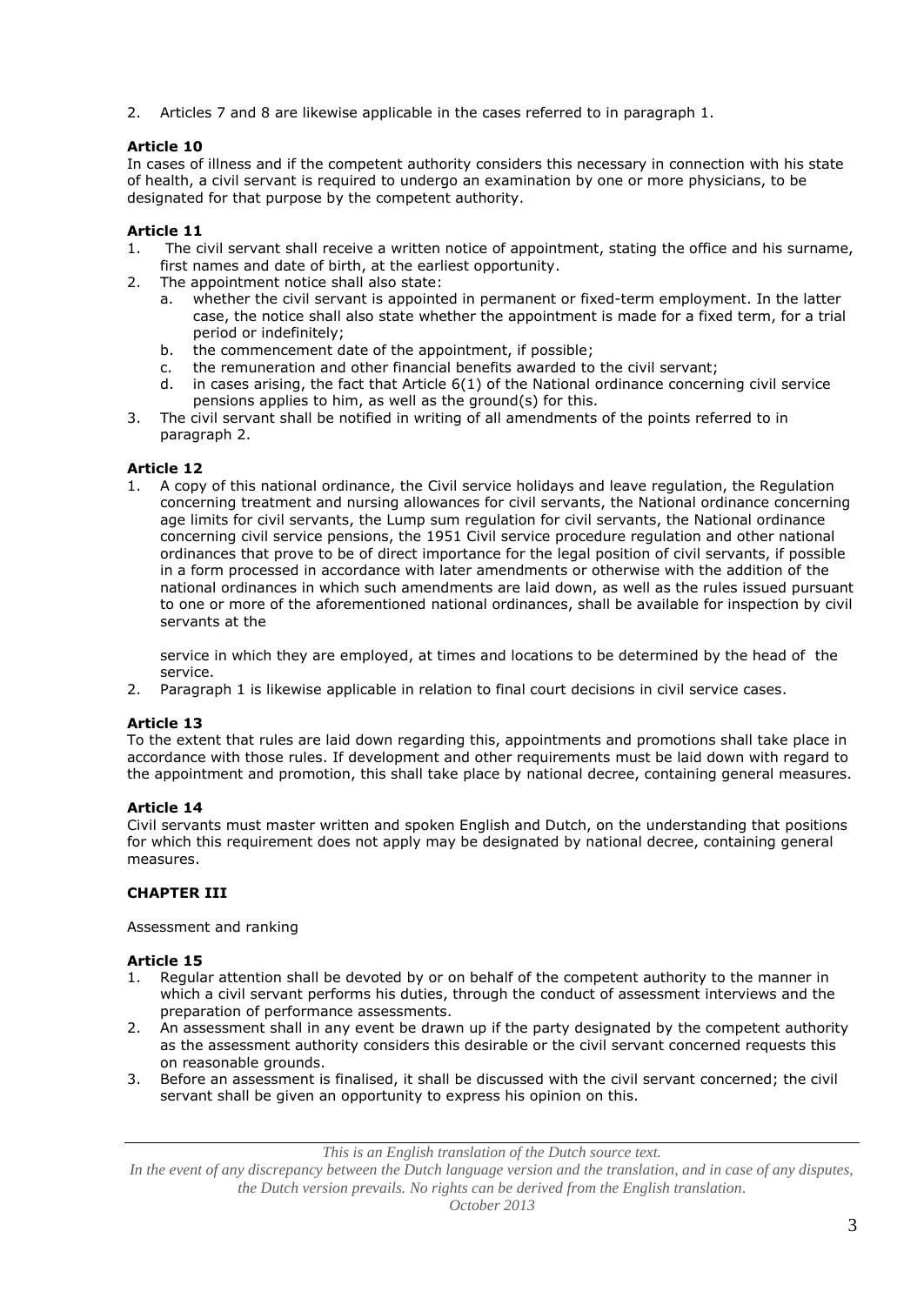2. Articles 7 and 8 are likewise applicable in the cases referred to in paragraph 1.

**Article 10**

In cases of illness and if the competent authority considers this necessary in connection with his state of health, a civil servant is required to undergo an examination by one or more physicians, to be designated for that purpose by the competent authority.

**Article 11**

1. The civil servant shall receive a written notice of appointment, stating the office and his surname, first names and date of birth, at the earliest opportunity.
2. The appointment notice shall also state:
   a. whether the civil servant is appointed in permanent or fixed-term employment. In the latter case, the notice shall also state whether the appointment is made for a fixed term, for a trial period or indefinitely;
   b. the commencement date of the appointment, if possible;
   c. the remuneration and other financial benefits awarded to the civil servant;
   d. in cases arising, the fact that Article 6(1) of the National ordinance concerning civil service pensions applies to him, as well as the ground(s) for this.
3. The civil servant shall be notified in writing of all amendments of the points referred to in paragraph 2.

**Article 12**

1. A copy of this national ordinance, the Civil service holidays and leave regulation, the Regulation concerning treatment and nursing allowances for civil servants, the National ordinance concerning age limits for civil servants, the Lump sum regulation for civil servants, the National ordinance concerning civil service pensions, the 1951 Civil service procedure regulation and other national ordinances that prove to be of direct importance for the legal position of civil servants, if possible in a form processed in accordance with later amendments or otherwise with the addition of the national ordinances in which such amendments are laid down, as well as the rules issued pursuant to one or more of the aforementioned national ordinances, shall be available for inspection by civil servants at the service in which they are employed, at times and locations to be determined by the head of the service.
2. Paragraph 1 is likewise applicable in relation to final court decisions in civil service cases.

**Article 13**

To the extent that rules are laid down regarding this, appointments and promotions shall take place in accordance with those rules. If development and other requirements must be laid down with regard to the appointment and promotion, this shall take place by national decree, containing general measures.

**Article 14**

Civil servants must master written and spoken English and Dutch, on the understanding that positions for which this requirement does not apply may be designated by national decree, containing general measures.

**CHAPTER III**

Assessment and ranking

**Article 15**

1. Regular attention shall be devoted by or on behalf of the competent authority to the manner in which a civil servant performs his duties, through the conduct of assessment interviews and the preparation of performance assessments.
2. An assessment shall in any event be drawn up if the party designated by the competent authority as the assessment authority considers this desirable or the civil servant concerned requests this on reasonable grounds.
3. Before an assessment is finalised, it shall be discussed with the civil servant concerned; the civil servant shall be given an opportunity to express his opinion on this.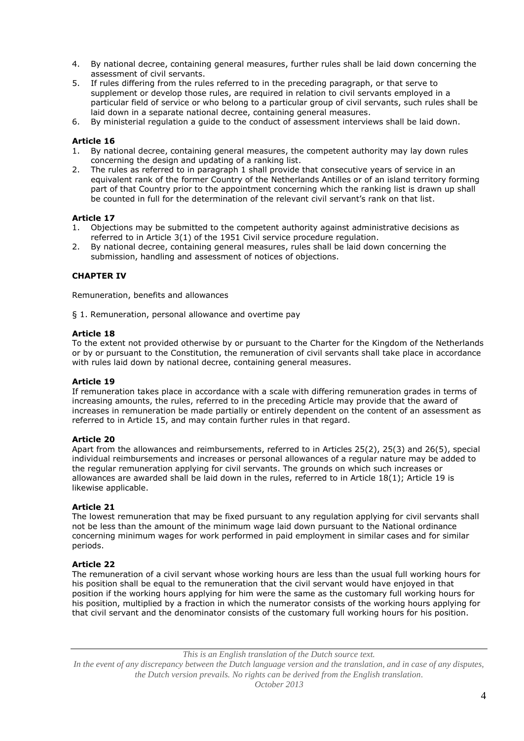4. By national decree, containing general measures, further rules shall be laid down concerning the assessment of civil servants.
5. If rules differing from the rules referred to in the preceding paragraph, or that serve to supplement or develop those rules, are required in relation to civil servants employed in a particular field of service or who belong to a particular group of civil servants, such rules shall be laid down in a separate national decree, containing general measures.
6. By ministerial regulation a guide to the conduct of assessment interviews shall be laid down.

**Article 16**

1. By national decree, containing general measures, the competent authority may lay down rules concerning the design and updating of a ranking list.
2. The rules as referred to in paragraph 1 shall provide that consecutive years of service in an equivalent rank of the former Country of the Netherlands Antilles or of an island territory forming part of that Country prior to the appointment concerning which the ranking list is drawn up shall be counted in full for the determination of the relevant civil servant's rank on that list.

**Article 17**

1. Objections may be submitted to the competent authority against administrative decisions as referred to in Article 3(1) of the 1951 Civil service procedure regulation.
2. By national decree, containing general measures, rules shall be laid down concerning the submission, handling and assessment of notices of objections.

**CHAPTER IV**

Remuneration, benefits and allowances

§ 1. Remuneration, personal allowance and overtime pay

**Article 18**

To the extent not provided otherwise by or pursuant to the Charter for the Kingdom of the Netherlands or by or pursuant to the Constitution, the remuneration of civil servants shall take place in accordance with rules laid down by national decree, containing general measures.

**Article 19**

If remuneration takes place in accordance with a scale with differing remuneration grades in terms of increasing amounts, the rules, referred to in the preceding Article may provide that the award of increases in remuneration be made partially or entirely dependent on the content of an assessment as referred to in Article 15, and may contain further rules in that regard.

**Article 20**

Apart from the allowances and reimbursements, referred to in Articles 25(2), 25(3) and 26(5), special individual reimbursements and increases or personal allowances of a regular nature may be added to the regular remuneration applying for civil servants. The grounds on which such increases or allowances are awarded shall be laid down in the rules, referred to in Article 18(1); Article 19 is likewise applicable.

**Article 21**

The lowest remuneration that may be fixed pursuant to any regulation applying for civil servants shall not be less than the amount of the minimum wage laid down pursuant to the National ordinance concerning minimum wages for work performed in paid employment in similar cases and for similar periods.

**Article 22**

The remuneration of a civil servant whose working hours are less than the usual full working hours for his position shall be equal to the remuneration that the civil servant would have enjoyed in that position if the working hours applying for him were the same as the customary full working hours for his position, multiplied by a fraction in which the numerator consists of the working hours applying for that civil servant and the denominator consists of the customary full working hours for his position.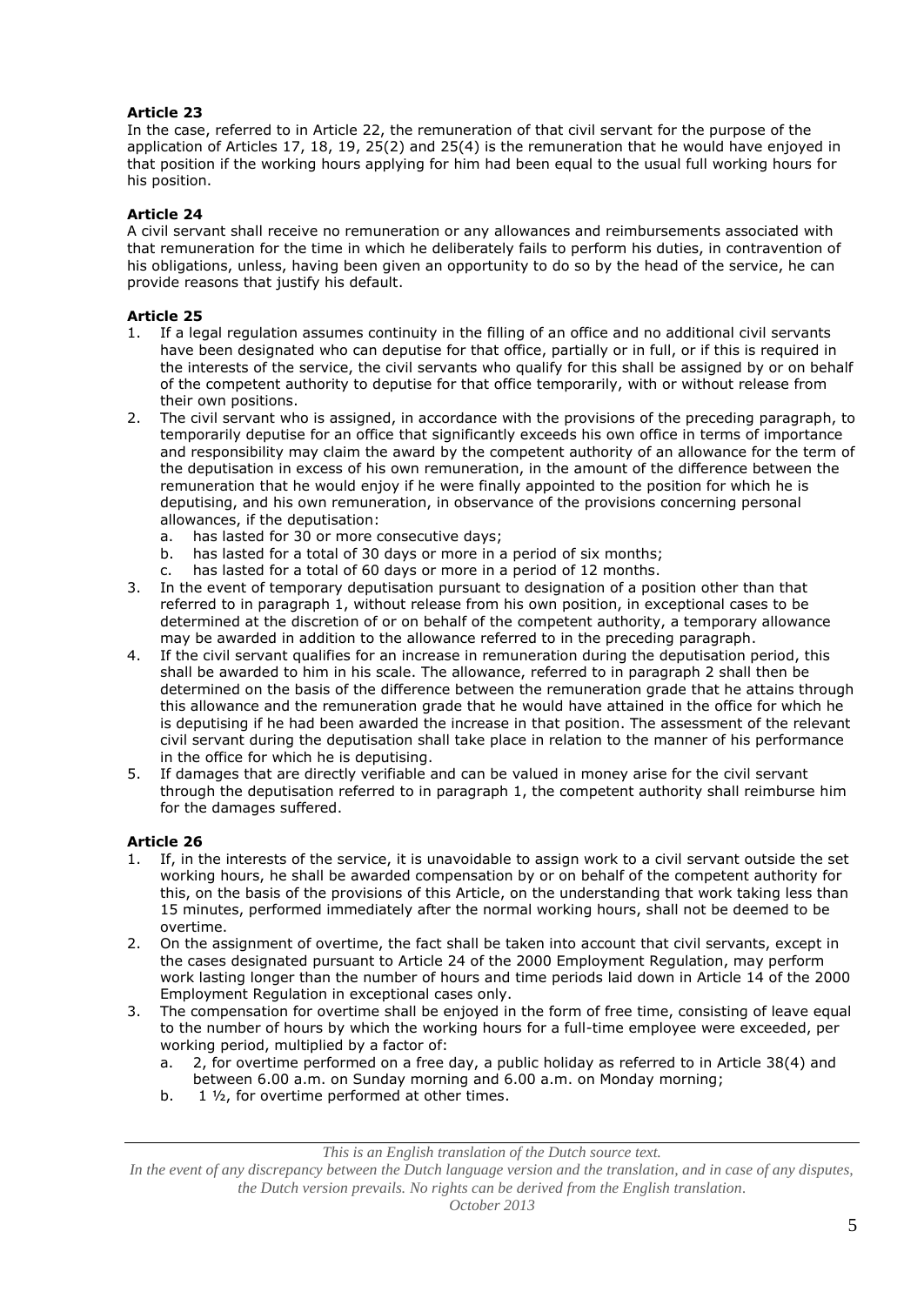**Article 23**

In the case, referred to in Article 22, the remuneration of that civil servant for the purpose of the application of Articles 17, 18, 19, 25(2) and 25(4) is the remuneration that he would have enjoyed in that position if the working hours applying for him had been equal to the usual full working hours for his position.

**Article 24**

A civil servant shall receive no remuneration or any allowances and reimbursements associated with that remuneration for the time in which he deliberately fails to perform his duties, in contravention of his obligations, unless, having been given an opportunity to do so by the head of the service, he can provide reasons that justify his default.

**Article 25**

1. If a legal regulation assumes continuity in the filling of an office and no additional civil servants have been designated who can deputise for that office, partially or in full, or if this is required in the interests of the service, the civil servants who qualify for this shall be assigned by or on behalf of the competent authority to deputise for that office temporarily, with or without release from their own positions.
2. The civil servant who is assigned, in accordance with the provisions of the preceding paragraph, to temporarily deputise for an office that significantly exceeds his own office in terms of importance and responsibility may claim the award by the competent authority of an allowance for the term of the deputisation in excess of his own remuneration, in the amount of the difference between the remuneration that he would enjoy if he were finally appointed to the position for which he is deputising, and his own remuneration, in observance of the provisions concerning personal allowances, if the deputisation:
   a. has lasted for 30 or more consecutive days;
   b. has lasted for a total of 30 days or more in a period of six months;
   c. has lasted for a total of 60 days or more in a period of 12 months.
3. In the event of temporary deputisation pursuant to designation of a position other than that referred to in paragraph 1, without release from his own position, in exceptional cases to be determined at the discretion of or on behalf of the competent authority, a temporary allowance may be awarded in addition to the allowance referred to in the preceding paragraph.
4. If the civil servant qualifies for an increase in remuneration during the deputisation period, this shall be awarded to him in his scale. The allowance, referred to in paragraph 2 shall then be determined on the basis of the difference between the remuneration grade that he attains through this allowance and the remuneration grade that he would have attained in the office for which he is deputising if he had been awarded the increase in that position. The assessment of the relevant civil servant during the deputisation shall take place in relation to the manner of his performance in the office for which he is deputising.
5. If damages that are directly verifiable and can be valued in money arise for the civil servant through the deputisation referred to in paragraph 1, the competent authority shall reimburse him for the damages suffered.

**Article 26**

1. If, in the interests of the service, it is unavoidable to assign work to a civil servant outside the set working hours, he shall be awarded compensation by or on behalf of the competent authority for this, on the basis of the provisions of this Article, on the understanding that work taking less than 15 minutes, performed immediately after the normal working hours, shall not be deemed to be overtime.
2. On the assignment of overtime, the fact shall be taken into account that civil servants, except in the cases designated pursuant to Article 24 of the 2000 Employment Regulation, may perform work lasting longer than the number of hours and time periods laid down in Article 14 of the 2000 Employment Regulation in exceptional cases only.
3. The compensation for overtime shall be enjoyed in the form of free time, consisting of leave equal to the number of hours by which the working hours for a full-time employee were exceeded, per working period, multiplied by a factor of:
   a. 2, for overtime performed on a free day, a public holiday as referred to in Article 38(4) and between 6.00 a.m. on Sunday morning and 6.00 a.m. on Monday morning;
   b. 1 ½, for overtime performed at other times.

*This is an English translation of the Dutch source text.*
*In the event of any discrepancy between the Dutch language version and the translation, and in case of any disputes, the Dutch version prevails. No rights can be derived from the English translation.*
*October 2013*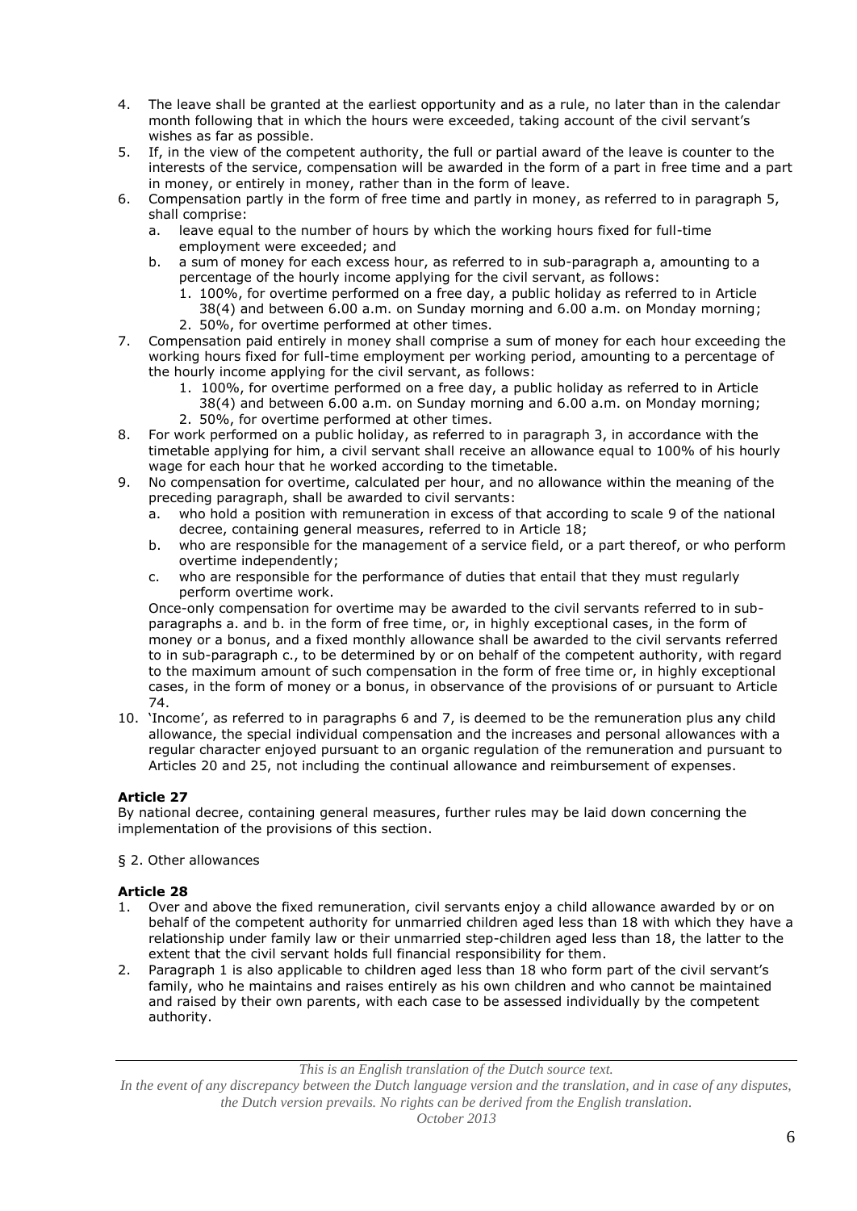4. The leave shall be granted at the earliest opportunity and as a rule, no later than in the calendar month following that in which the hours were exceeded, taking account of the civil servant's wishes as far as possible.
5. If, in the view of the competent authority, the full or partial award of the leave is counter to the interests of the service, compensation will be awarded in the form of a part in free time and a part in money, or entirely in money, rather than in the form of leave.
6. Compensation partly in the form of free time and partly in money, as referred to in paragraph 5, shall comprise:
   a. leave equal to the number of hours by which the working hours fixed for full-time employment were exceeded; and
   b. a sum of money for each excess hour, as referred to in sub-paragraph a, amounting to a percentage of the hourly income applying for the civil servant, as follows:
      1. 100%, for overtime performed on a free day, a public holiday as referred to in Article 38(4) and between 6.00 a.m. on Sunday morning and 6.00 a.m. on Monday morning;
      2. 50%, for overtime performed at other times.
7. Compensation paid entirely in money shall comprise a sum of money for each hour exceeding the working hours fixed for full-time employment per working period, amounting to a percentage of the hourly income applying for the civil servant, as follows:
   1. 100%, for overtime performed on a free day, a public holiday as referred to in Article 38(4) and between 6.00 a.m. on Sunday morning and 6.00 a.m. on Monday morning;
   2. 50%, for overtime performed at other times.
8. For work performed on a public holiday, as referred to in paragraph 3, in accordance with the timetable applying for him, a civil servant shall receive an allowance equal to 100% of his hourly wage for each hour that he worked according to the timetable.
9. No compensation for overtime, calculated per hour, and no allowance within the meaning of the preceding paragraph, shall be awarded to civil servants:
   a. who hold a position with remuneration in excess of that according to scale 9 of the national decree, containing general measures, referred to in Article 18;
   b. who are responsible for the management of a service field, or a part thereof, or who perform overtime independently;
   c. who are responsible for the performance of duties that entail that they must regularly perform overtime work.

   Once-only compensation for overtime may be awarded to the civil servants referred to in sub-paragraphs a. and b. in the form of free time, or, in highly exceptional cases, in the form of money or a bonus, and a fixed monthly allowance shall be awarded to the civil servants referred to in sub-paragraph c., to be determined by or on behalf of the competent authority, with regard to the maximum amount of such compensation in the form of free time or, in highly exceptional cases, in the form of money or a bonus, in observance of the provisions of or pursuant to Article 74.
10. 'Income', as referred to in paragraphs 6 and 7, is deemed to be the remuneration plus any child allowance, the special individual compensation and the increases and personal allowances with a regular character enjoyed pursuant to an organic regulation of the remuneration and pursuant to Articles 20 and 25, not including the continual allowance and reimbursement of expenses.

**Article 27**

By national decree, containing general measures, further rules may be laid down concerning the implementation of the provisions of this section.

§ 2. Other allowances

**Article 28**

1. Over and above the fixed remuneration, civil servants enjoy a child allowance awarded by or on behalf of the competent authority for unmarried children aged less than 18 with which they have a relationship under family law or their unmarried step-children aged less than 18, the latter to the extent that the civil servant holds full financial responsibility for them.
2. Paragraph 1 is also applicable to children aged less than 18 who form part of the civil servant's family, who he maintains and raises entirely as his own children and who cannot be maintained and raised by their own parents, with each case to be assessed individually by the competent authority.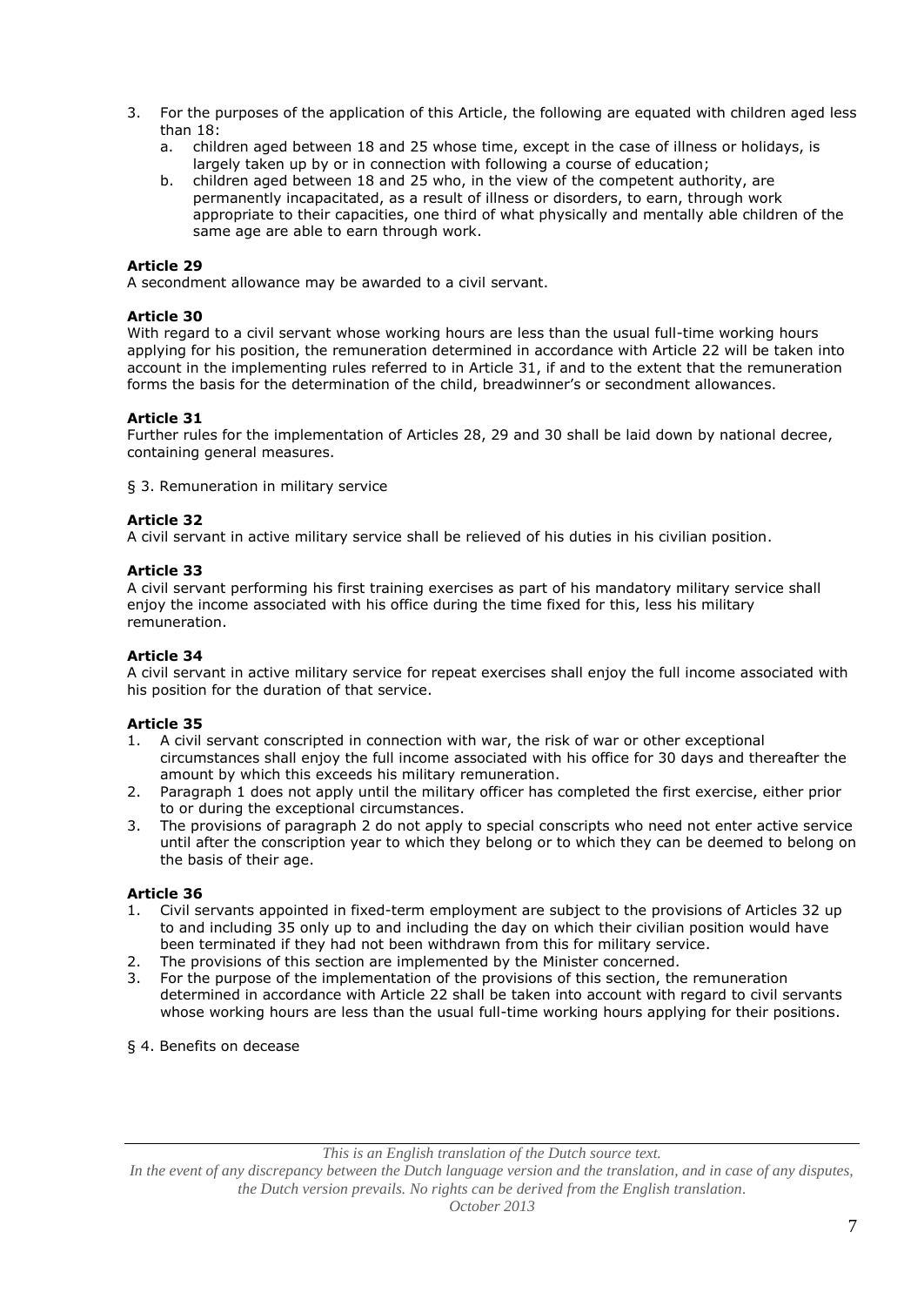3. For the purposes of the application of this Article, the following are equated with children aged less than 18:
   a. children aged between 18 and 25 whose time, except in the case of illness or holidays, is largely taken up by or in connection with following a course of education;
   b. children aged between 18 and 25 who, in the view of the competent authority, are permanently incapacitated, as a result of illness or disorders, to earn, through work appropriate to their capacities, one third of what physically and mentally able children of the same age are able to earn through work.

**Article 29**

A secondment allowance may be awarded to a civil servant.

**Article 30**

With regard to a civil servant whose working hours are less than the usual full-time working hours applying for his position, the remuneration determined in accordance with Article 22 will be taken into account in the implementing rules referred to in Article 31, if and to the extent that the remuneration forms the basis for the determination of the child, breadwinner's or secondment allowances.

**Article 31**

Further rules for the implementation of Articles 28, 29 and 30 shall be laid down by national decree, containing general measures.

§ 3. Remuneration in military service

**Article 32**

A civil servant in active military service shall be relieved of his duties in his civilian position.

**Article 33**

A civil servant performing his first training exercises as part of his mandatory military service shall enjoy the income associated with his office during the time fixed for this, less his military remuneration.

**Article 34**

A civil servant in active military service for repeat exercises shall enjoy the full income associated with his position for the duration of that service.

**Article 35**

1. A civil servant conscripted in connection with war, the risk of war or other exceptional circumstances shall enjoy the full income associated with his office for 30 days and thereafter the amount by which this exceeds his military remuneration.
2. Paragraph 1 does not apply until the military officer has completed the first exercise, either prior to or during the exceptional circumstances.
3. The provisions of paragraph 2 do not apply to special conscripts who need not enter active service until after the conscription year to which they belong or to which they can be deemed to belong on the basis of their age.

**Article 36**

1. Civil servants appointed in fixed-term employment are subject to the provisions of Articles 32 up to and including 35 only up to and including the day on which their civilian position would have been terminated if they had not been withdrawn from this for military service.
2. The provisions of this section are implemented by the Minister concerned.
3. For the purpose of the implementation of the provisions of this section, the remuneration determined in accordance with Article 22 shall be taken into account with regard to civil servants whose working hours are less than the usual full-time working hours applying for their positions.

§ 4. Benefits on decease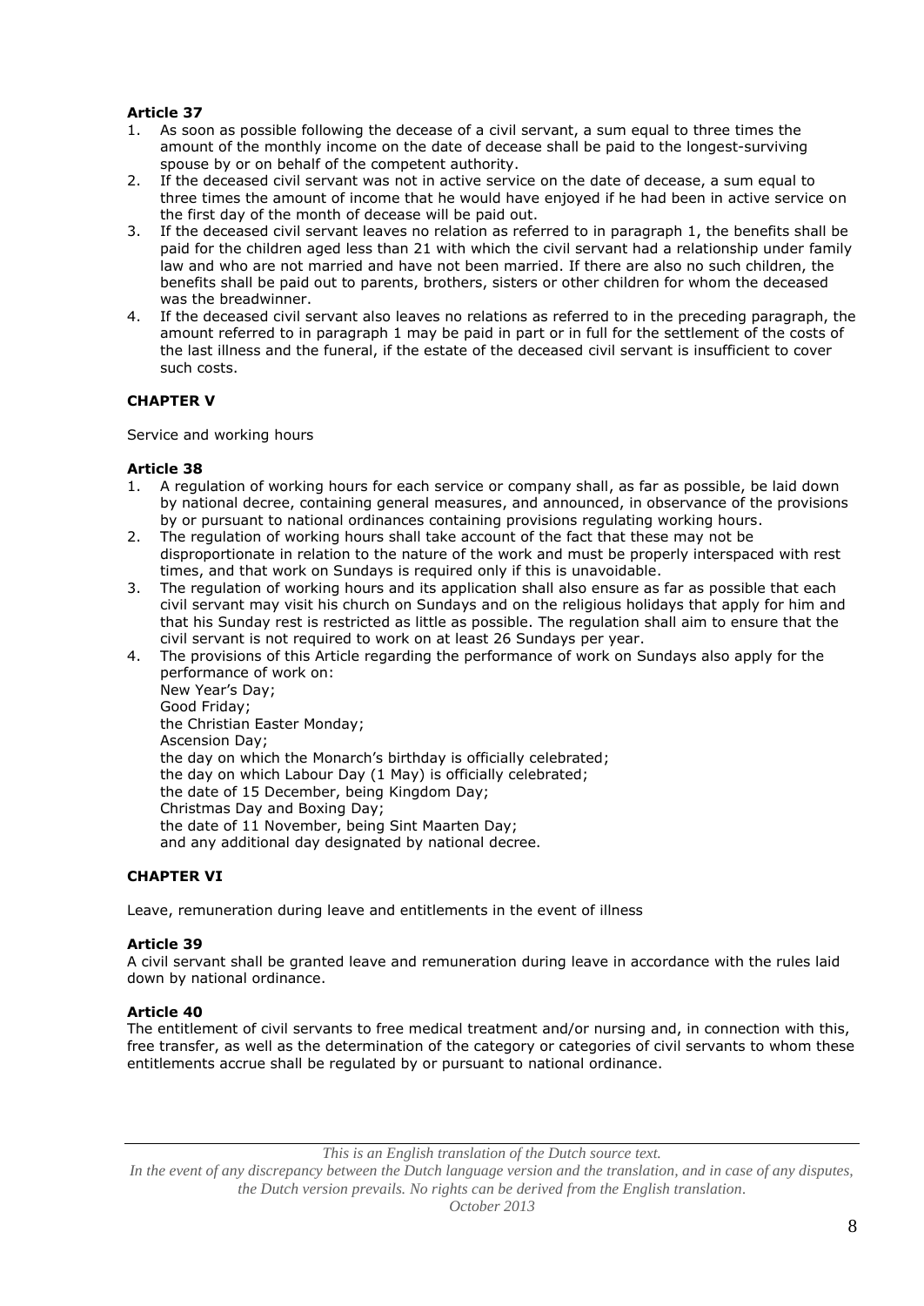**Article 37**

1. As soon as possible following the decease of a civil servant, a sum equal to three times the amount of the monthly income on the date of decease shall be paid to the longest-surviving spouse by or on behalf of the competent authority.
2. If the deceased civil servant was not in active service on the date of decease, a sum equal to three times the amount of income that he would have enjoyed if he had been in active service on the first day of the month of decease will be paid out.
3. If the deceased civil servant leaves no relation as referred to in paragraph 1, the benefits shall be paid for the children aged less than 21 with which the civil servant had a relationship under family law and who are not married and have not been married. If there are also no such children, the benefits shall be paid out to parents, brothers, sisters or other children for whom the deceased was the breadwinner.
4. If the deceased civil servant also leaves no relations as referred to in the preceding paragraph, the amount referred to in paragraph 1 may be paid in part or in full for the settlement of the costs of the last illness and the funeral, if the estate of the deceased civil servant is insufficient to cover such costs.

**CHAPTER V**

Service and working hours

**Article 38**

1. A regulation of working hours for each service or company shall, as far as possible, be laid down by national decree, containing general measures, and announced, in observance of the provisions by or pursuant to national ordinances containing provisions regulating working hours.
2. The regulation of working hours shall take account of the fact that these may not be disproportionate in relation to the nature of the work and must be properly interspaced with rest times, and that work on Sundays is required only if this is unavoidable.
3. The regulation of working hours and its application shall also ensure as far as possible that each civil servant may visit his church on Sundays and on the religious holidays that apply for him and that his Sunday rest is restricted as little as possible. The regulation shall aim to ensure that the civil servant is not required to work on at least 26 Sundays per year.
4. The provisions of this Article regarding the performance of work on Sundays also apply for the performance of work on:
   New Year's Day;
   Good Friday;
   the Christian Easter Monday;
   Ascension Day;
   the day on which the Monarch's birthday is officially celebrated;
   the day on which Labour Day (1 May) is officially celebrated;
   the date of 15 December, being Kingdom Day;
   Christmas Day and Boxing Day;
   the date of 11 November, being Sint Maarten Day;
   and any additional day designated by national decree.

**CHAPTER VI**

Leave, remuneration during leave and entitlements in the event of illness

**Article 39**

A civil servant shall be granted leave and remuneration during leave in accordance with the rules laid down by national ordinance.

**Article 40**

The entitlement of civil servants to free medical treatment and/or nursing and, in connection with this, free transfer, as well as the determination of the category or categories of civil servants to whom these entitlements accrue shall be regulated by or pursuant to national ordinance.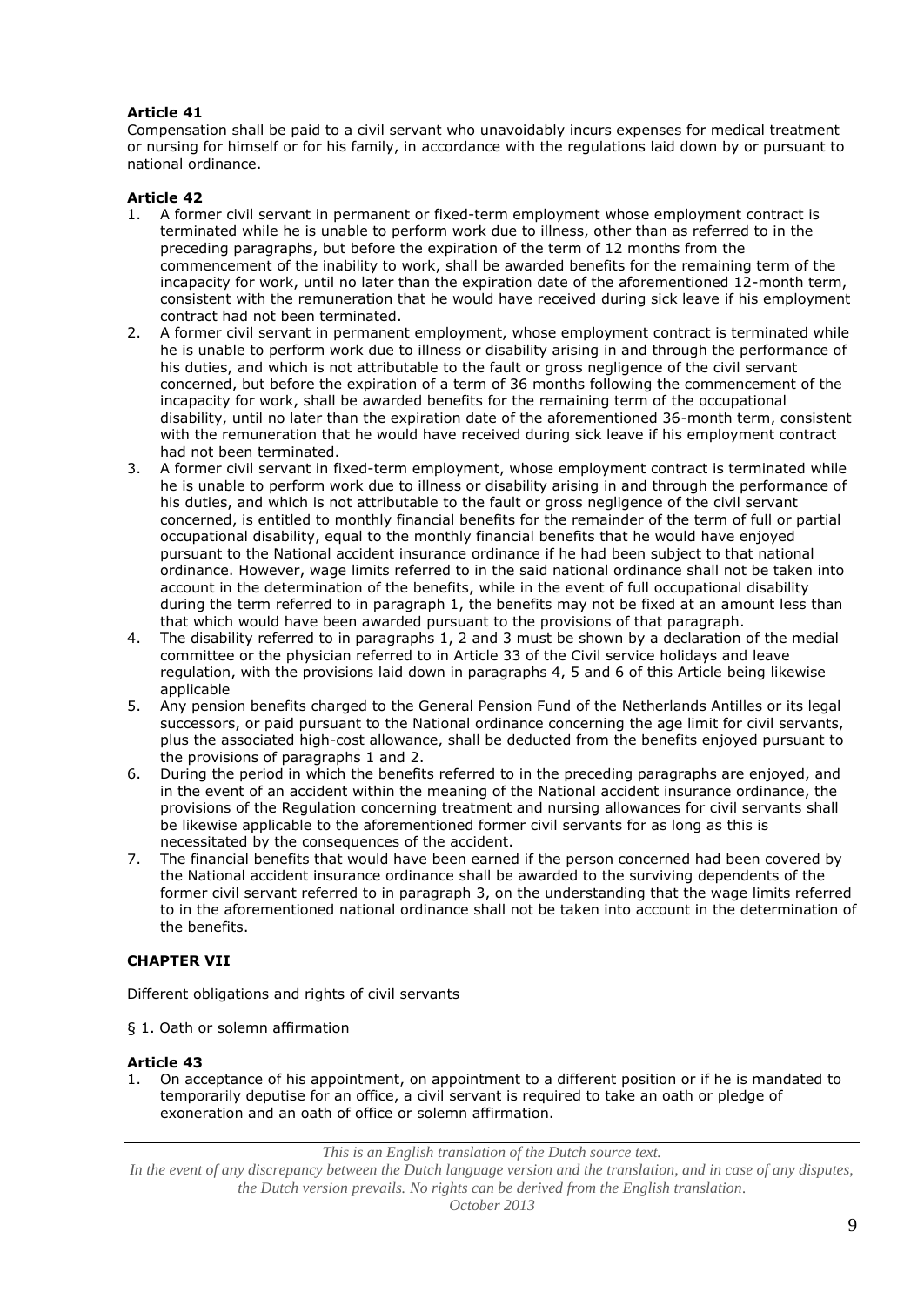**Article 41**

Compensation shall be paid to a civil servant who unavoidably incurs expenses for medical treatment or nursing for himself or for his family, in accordance with the regulations laid down by or pursuant to national ordinance.

**Article 42**

1. A former civil servant in permanent or fixed-term employment whose employment contract is terminated while he is unable to perform work due to illness, other than as referred to in the preceding paragraphs, but before the expiration of the term of 12 months from the commencement of the inability to work, shall be awarded benefits for the remaining term of the incapacity for work, until no later than the expiration date of the aforementioned 12-month term, consistent with the remuneration that he would have received during sick leave if his employment contract had not been terminated.
2. A former civil servant in permanent employment, whose employment contract is terminated while he is unable to perform work due to illness or disability arising in and through the performance of his duties, and which is not attributable to the fault or gross negligence of the civil servant concerned, but before the expiration of a term of 36 months following the commencement of the incapacity for work, shall be awarded benefits for the remaining term of the occupational disability, until no later than the expiration date of the aforementioned 36-month term, consistent with the remuneration that he would have received during sick leave if his employment contract had not been terminated.
3. A former civil servant in fixed-term employment, whose employment contract is terminated while he is unable to perform work due to illness or disability arising in and through the performance of his duties, and which is not attributable to the fault or gross negligence of the civil servant concerned, is entitled to monthly financial benefits for the remainder of the term of full or partial occupational disability, equal to the monthly financial benefits that he would have enjoyed pursuant to the National accident insurance ordinance if he had been subject to that national ordinance. However, wage limits referred to in the said national ordinance shall not be taken into account in the determination of the benefits, while in the event of full occupational disability during the term referred to in paragraph 1, the benefits may not be fixed at an amount less than that which would have been awarded pursuant to the provisions of that paragraph.
4. The disability referred to in paragraphs 1, 2 and 3 must be shown by a declaration of the medial committee or the physician referred to in Article 33 of the Civil service holidays and leave regulation, with the provisions laid down in paragraphs 4, 5 and 6 of this Article being likewise applicable
5. Any pension benefits charged to the General Pension Fund of the Netherlands Antilles or its legal successors, or paid pursuant to the National ordinance concerning the age limit for civil servants, plus the associated high-cost allowance, shall be deducted from the benefits enjoyed pursuant to the provisions of paragraphs 1 and 2.
6. During the period in which the benefits referred to in the preceding paragraphs are enjoyed, and in the event of an accident within the meaning of the National accident insurance ordinance, the provisions of the Regulation concerning treatment and nursing allowances for civil servants shall be likewise applicable to the aforementioned former civil servants for as long as this is necessitated by the consequences of the accident.
7. The financial benefits that would have been earned if the person concerned had been covered by the National accident insurance ordinance shall be awarded to the surviving dependents of the former civil servant referred to in paragraph 3, on the understanding that the wage limits referred to in the aforementioned national ordinance shall not be taken into account in the determination of the benefits.

**CHAPTER VII**

Different obligations and rights of civil servants

§ 1. Oath or solemn affirmation

**Article 43**

1. On acceptance of his appointment, on appointment to a different position or if he is mandated to temporarily deputise for an office, a civil servant is required to take an oath or pledge of exoneration and an oath of office or solemn affirmation.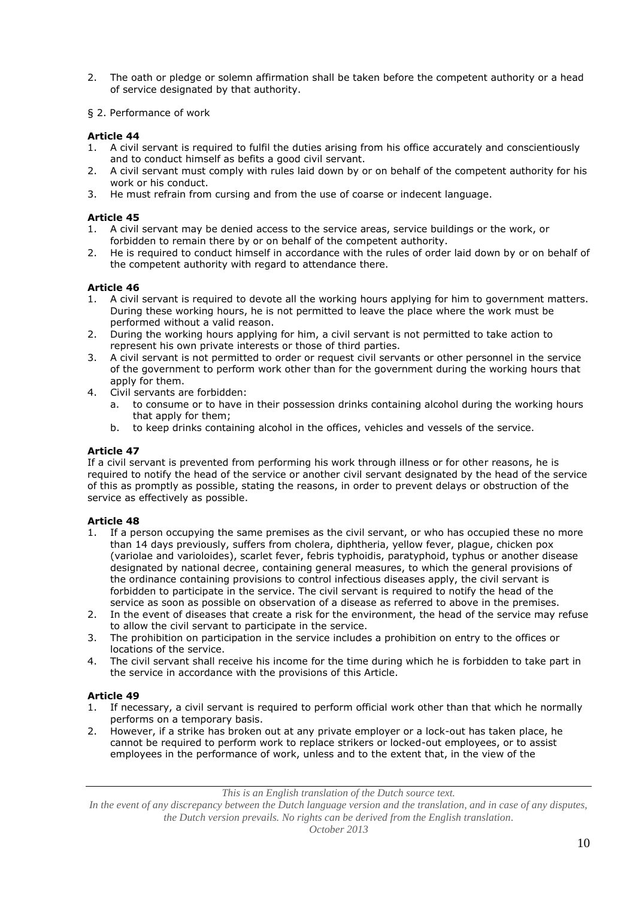2. The oath or pledge or solemn affirmation shall be taken before the competent authority or a head of service designated by that authority.

§ 2. Performance of work

**Article 44**

1. A civil servant is required to fulfil the duties arising from his office accurately and conscientiously and to conduct himself as befits a good civil servant.
2. A civil servant must comply with rules laid down by or on behalf of the competent authority for his work or his conduct.
3. He must refrain from cursing and from the use of coarse or indecent language.

**Article 45**

1. A civil servant may be denied access to the service areas, service buildings or the work, or forbidden to remain there by or on behalf of the competent authority.
2. He is required to conduct himself in accordance with the rules of order laid down by or on behalf of the competent authority with regard to attendance there.

**Article 46**

1. A civil servant is required to devote all the working hours applying for him to government matters. During these working hours, he is not permitted to leave the place where the work must be performed without a valid reason.
2. During the working hours applying for him, a civil servant is not permitted to take action to represent his own private interests or those of third parties.
3. A civil servant is not permitted to order or request civil servants or other personnel in the service of the government to perform work other than for the government during the working hours that apply for them.
4. Civil servants are forbidden:
   a. to consume or to have in their possession drinks containing alcohol during the working hours that apply for them;
   b. to keep drinks containing alcohol in the offices, vehicles and vessels of the service.

**Article 47**

If a civil servant is prevented from performing his work through illness or for other reasons, he is required to notify the head of the service or another civil servant designated by the head of the service of this as promptly as possible, stating the reasons, in order to prevent delays or obstruction of the service as effectively as possible.

**Article 48**

1. If a person occupying the same premises as the civil servant, or who has occupied these no more than 14 days previously, suffers from cholera, diphtheria, yellow fever, plague, chicken pox (variolae and varioloides), scarlet fever, febris typhoidis, paratyphoid, typhus or another disease designated by national decree, containing general measures, to which the general provisions of the ordinance containing provisions to control infectious diseases apply, the civil servant is forbidden to participate in the service. The civil servant is required to notify the head of the service as soon as possible on observation of a disease as referred to above in the premises.
2. In the event of diseases that create a risk for the environment, the head of the service may refuse to allow the civil servant to participate in the service.
3. The prohibition on participation in the service includes a prohibition on entry to the offices or locations of the service.
4. The civil servant shall receive his income for the time during which he is forbidden to take part in the service in accordance with the provisions of this Article.

**Article 49**

1. If necessary, a civil servant is required to perform official work other than that which he normally performs on a temporary basis.
2. However, if a strike has broken out at any private employer or a lock-out has taken place, he cannot be required to perform work to replace strikers or locked-out employees, or to assist employees in the performance of work, unless and to the extent that, in the view of the

*This is an English translation of the Dutch source text.*
*In the event of any discrepancy between the Dutch language version and the translation, and in case of any disputes, the Dutch version prevails. No rights can be derived from the English translation.*
*October 2013*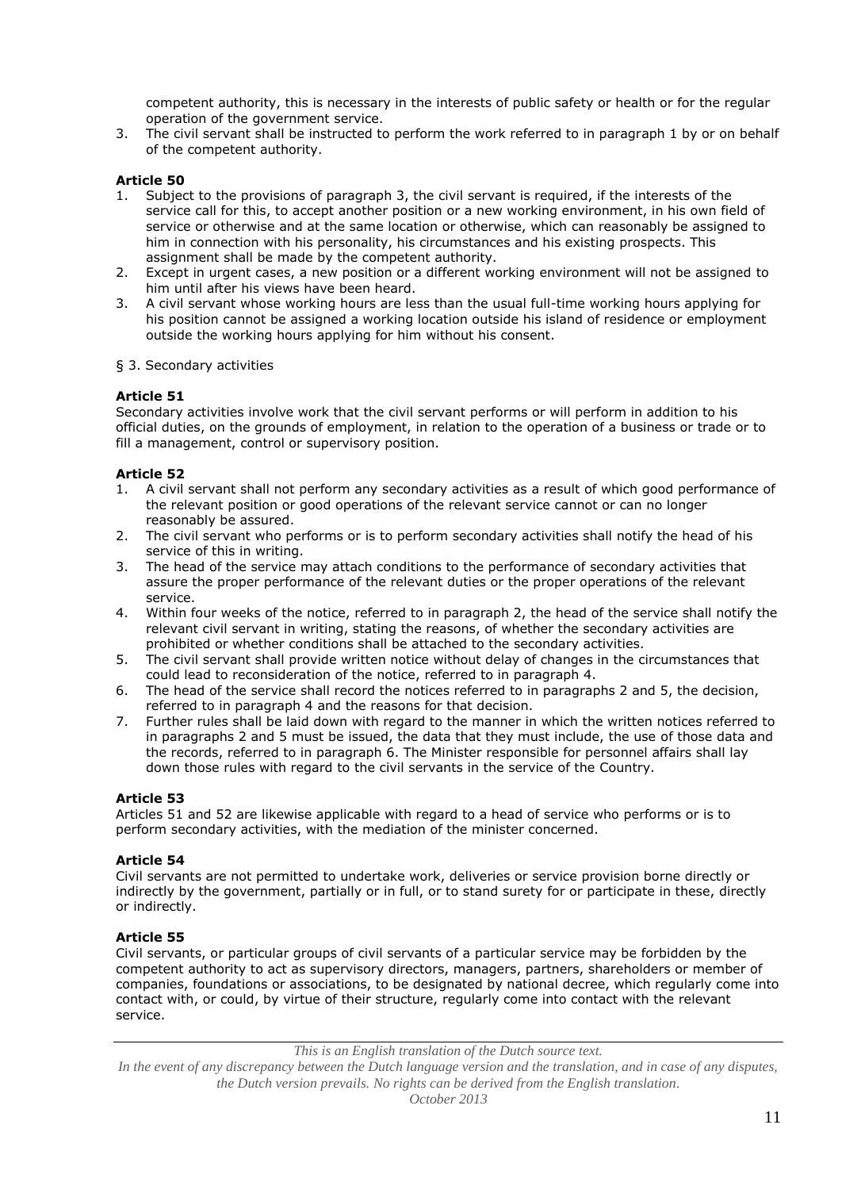competent authority, this is necessary in the interests of public safety or health or for the regular operation of the government service.

3. The civil servant shall be instructed to perform the work referred to in paragraph 1 by or on behalf of the competent authority.

**Article 50**

1. Subject to the provisions of paragraph 3, the civil servant is required, if the interests of the service call for this, to accept another position or a new working environment, in his own field of service or otherwise and at the same location or otherwise, which can reasonably be assigned to him in connection with his personality, his circumstances and his existing prospects. This assignment shall be made by the competent authority.
2. Except in urgent cases, a new position or a different working environment will not be assigned to him until after his views have been heard.
3. A civil servant whose working hours are less than the usual full-time working hours applying for his position cannot be assigned a working location outside his island of residence or employment outside the working hours applying for him without his consent.

§ 3. Secondary activities

**Article 51**

Secondary activities involve work that the civil servant performs or will perform in addition to his official duties, on the grounds of employment, in relation to the operation of a business or trade or to fill a management, control or supervisory position.

**Article 52**

1. A civil servant shall not perform any secondary activities as a result of which good performance of the relevant position or good operations of the relevant service cannot or can no longer reasonably be assured.
2. The civil servant who performs or is to perform secondary activities shall notify the head of his service of this in writing.
3. The head of the service may attach conditions to the performance of secondary activities that assure the proper performance of the relevant duties or the proper operations of the relevant service.
4. Within four weeks of the notice, referred to in paragraph 2, the head of the service shall notify the relevant civil servant in writing, stating the reasons, of whether the secondary activities are prohibited or whether conditions shall be attached to the secondary activities.
5. The civil servant shall provide written notice without delay of changes in the circumstances that could lead to reconsideration of the notice, referred to in paragraph 4.
6. The head of the service shall record the notices referred to in paragraphs 2 and 5, the decision, referred to in paragraph 4 and the reasons for that decision.
7. Further rules shall be laid down with regard to the manner in which the written notices referred to in paragraphs 2 and 5 must be issued, the data that they must include, the use of those data and the records, referred to in paragraph 6. The Minister responsible for personnel affairs shall lay down those rules with regard to the civil servants in the service of the Country.

**Article 53**

Articles 51 and 52 are likewise applicable with regard to a head of service who performs or is to perform secondary activities, with the mediation of the minister concerned.

**Article 54**

Civil servants are not permitted to undertake work, deliveries or service provision borne directly or indirectly by the government, partially or in full, or to stand surety for or participate in these, directly or indirectly.

**Article 55**

Civil servants, or particular groups of civil servants of a particular service may be forbidden by the competent authority to act as supervisory directors, managers, partners, shareholders or member of companies, foundations or associations, to be designated by national decree, which regularly come into contact with, or could, by virtue of their structure, regularly come into contact with the relevant service.

*This is an English translation of the Dutch source text.*
*In the event of any discrepancy between the Dutch language version and the translation, and in case of any disputes, the Dutch version prevails. No rights can be derived from the English translation.*
*October 2013*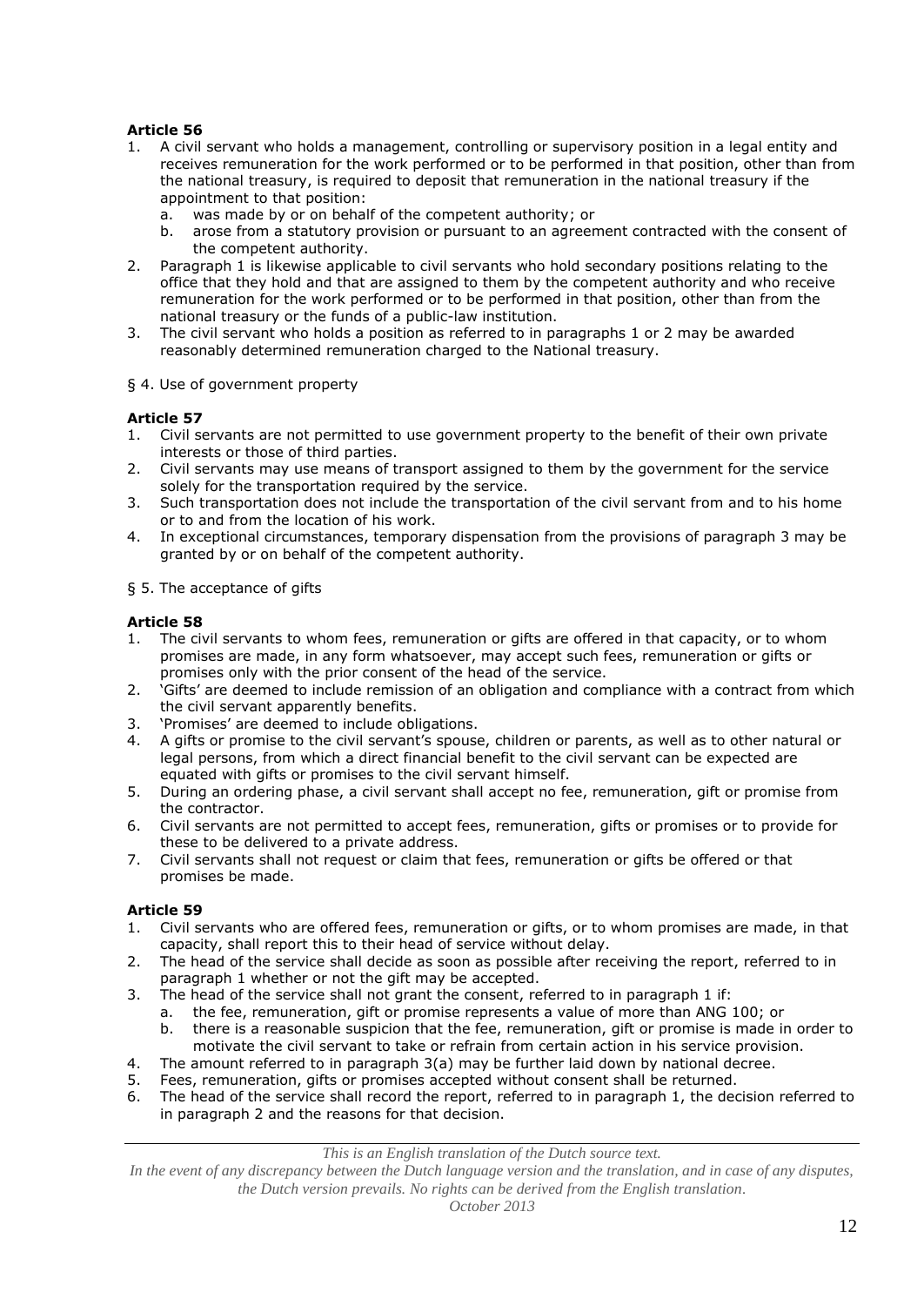**Article 56**

1. A civil servant who holds a management, controlling or supervisory position in a legal entity and receives remuneration for the work performed or to be performed in that position, other than from the national treasury, is required to deposit that remuneration in the national treasury if the appointment to that position:
   a. was made by or on behalf of the competent authority; or
   b. arose from a statutory provision or pursuant to an agreement contracted with the consent of the competent authority.
2. Paragraph 1 is likewise applicable to civil servants who hold secondary positions relating to the office that they hold and that are assigned to them by the competent authority and who receive remuneration for the work performed or to be performed in that position, other than from the national treasury or the funds of a public-law institution.
3. The civil servant who holds a position as referred to in paragraphs 1 or 2 may be awarded reasonably determined remuneration charged to the National treasury.

§ 4. Use of government property

**Article 57**

1. Civil servants are not permitted to use government property to the benefit of their own private interests or those of third parties.
2. Civil servants may use means of transport assigned to them by the government for the service solely for the transportation required by the service.
3. Such transportation does not include the transportation of the civil servant from and to his home or to and from the location of his work.
4. In exceptional circumstances, temporary dispensation from the provisions of paragraph 3 may be granted by or on behalf of the competent authority.

§ 5. The acceptance of gifts

**Article 58**

1. The civil servants to whom fees, remuneration or gifts are offered in that capacity, or to whom promises are made, in any form whatsoever, may accept such fees, remuneration or gifts or promises only with the prior consent of the head of the service.
2. 'Gifts' are deemed to include remission of an obligation and compliance with a contract from which the civil servant apparently benefits.
3. 'Promises' are deemed to include obligations.
4. A gifts or promise to the civil servant's spouse, children or parents, as well as to other natural or legal persons, from which a direct financial benefit to the civil servant can be expected are equated with gifts or promises to the civil servant himself.
5. During an ordering phase, a civil servant shall accept no fee, remuneration, gift or promise from the contractor.
6. Civil servants are not permitted to accept fees, remuneration, gifts or promises or to provide for these to be delivered to a private address.
7. Civil servants shall not request or claim that fees, remuneration or gifts be offered or that promises be made.

**Article 59**

1. Civil servants who are offered fees, remuneration or gifts, or to whom promises are made, in that capacity, shall report this to their head of service without delay.
2. The head of the service shall decide as soon as possible after receiving the report, referred to in paragraph 1 whether or not the gift may be accepted.
3. The head of the service shall not grant the consent, referred to in paragraph 1 if:
   a. the fee, remuneration, gift or promise represents a value of more than ANG 100; or
   b. there is a reasonable suspicion that the fee, remuneration, gift or promise is made in order to motivate the civil servant to take or refrain from certain action in his service provision.
4. The amount referred to in paragraph 3(a) may be further laid down by national decree.
5. Fees, remuneration, gifts or promises accepted without consent shall be returned.
6. The head of the service shall record the report, referred to in paragraph 1, the decision referred to in paragraph 2 and the reasons for that decision.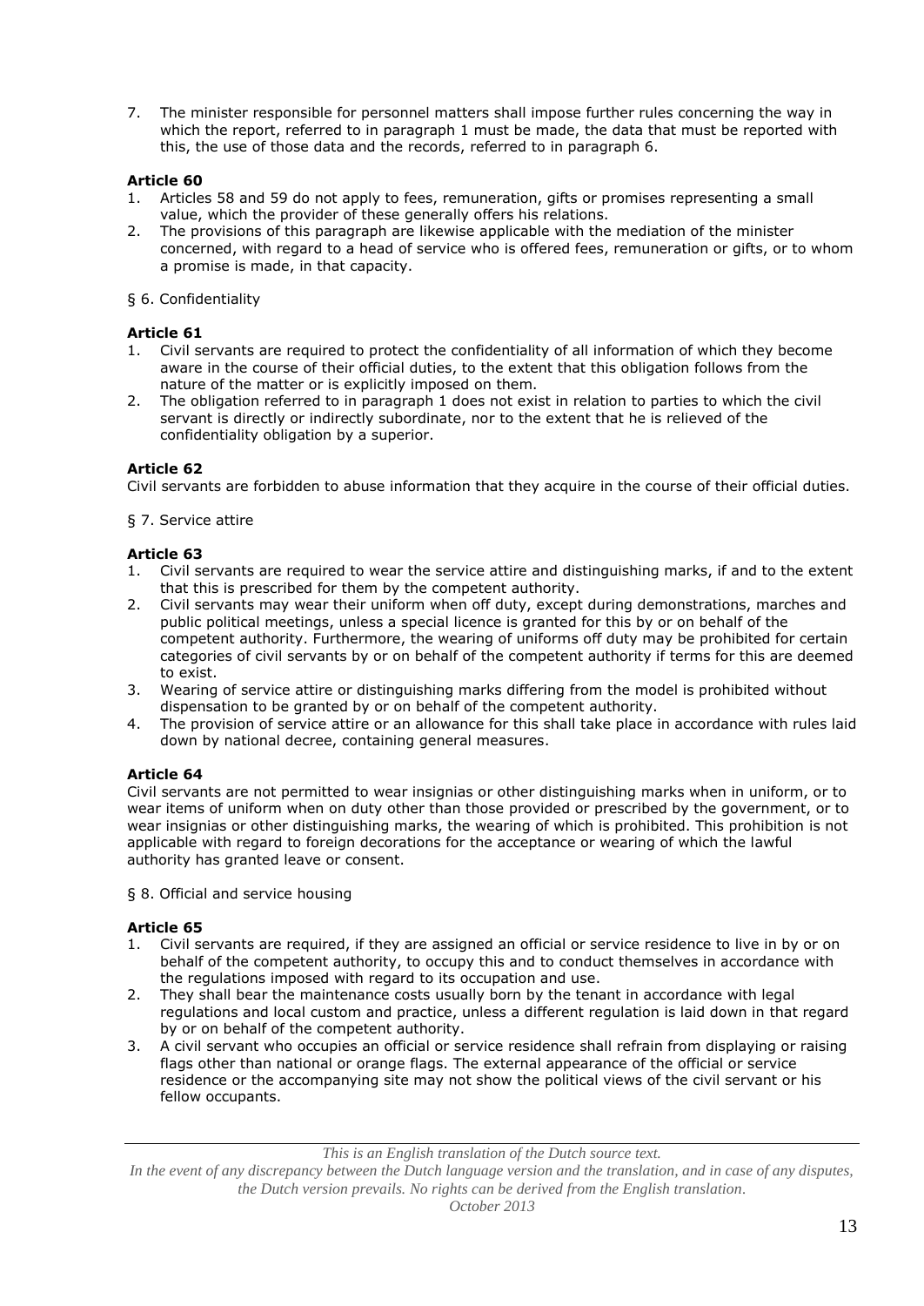7. The minister responsible for personnel matters shall impose further rules concerning the way in which the report, referred to in paragraph 1 must be made, the data that must be reported with this, the use of those data and the records, referred to in paragraph 6.

**Article 60**

1. Articles 58 and 59 do not apply to fees, remuneration, gifts or promises representing a small value, which the provider of these generally offers his relations.
2. The provisions of this paragraph are likewise applicable with the mediation of the minister concerned, with regard to a head of service who is offered fees, remuneration or gifts, or to whom a promise is made, in that capacity.

§ 6. Confidentiality

**Article 61**

1. Civil servants are required to protect the confidentiality of all information of which they become aware in the course of their official duties, to the extent that this obligation follows from the nature of the matter or is explicitly imposed on them.
2. The obligation referred to in paragraph 1 does not exist in relation to parties to which the civil servant is directly or indirectly subordinate, nor to the extent that he is relieved of the confidentiality obligation by a superior.

**Article 62**

Civil servants are forbidden to abuse information that they acquire in the course of their official duties.

§ 7. Service attire

**Article 63**

1. Civil servants are required to wear the service attire and distinguishing marks, if and to the extent that this is prescribed for them by the competent authority.
2. Civil servants may wear their uniform when off duty, except during demonstrations, marches and public political meetings, unless a special licence is granted for this by or on behalf of the competent authority. Furthermore, the wearing of uniforms off duty may be prohibited for certain categories of civil servants by or on behalf of the competent authority if terms for this are deemed to exist.
3. Wearing of service attire or distinguishing marks differing from the model is prohibited without dispensation to be granted by or on behalf of the competent authority.
4. The provision of service attire or an allowance for this shall take place in accordance with rules laid down by national decree, containing general measures.

**Article 64**

Civil servants are not permitted to wear insignias or other distinguishing marks when in uniform, or to wear items of uniform when on duty other than those provided or prescribed by the government, or to wear insignias or other distinguishing marks, the wearing of which is prohibited. This prohibition is not applicable with regard to foreign decorations for the acceptance or wearing of which the lawful authority has granted leave or consent.

§ 8. Official and service housing

**Article 65**

1. Civil servants are required, if they are assigned an official or service residence to live in by or on behalf of the competent authority, to occupy this and to conduct themselves in accordance with the regulations imposed with regard to its occupation and use.
2. They shall bear the maintenance costs usually born by the tenant in accordance with legal regulations and local custom and practice, unless a different regulation is laid down in that regard by or on behalf of the competent authority.
3. A civil servant who occupies an official or service residence shall refrain from displaying or raising flags other than national or orange flags. The external appearance of the official or service residence or the accompanying site may not show the political views of the civil servant or his fellow occupants.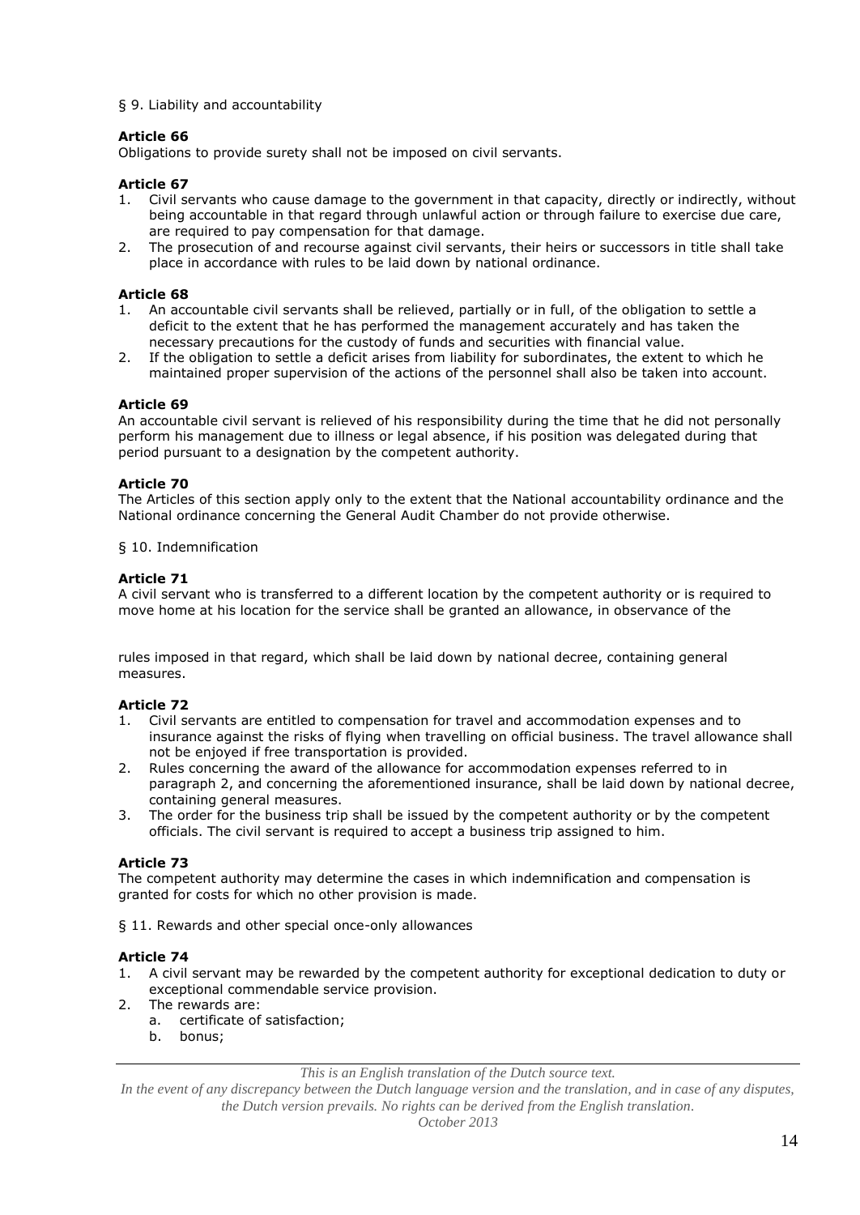§ 9. Liability and accountability

**Article 66**

Obligations to provide surety shall not be imposed on civil servants.

**Article 67**

1. Civil servants who cause damage to the government in that capacity, directly or indirectly, without being accountable in that regard through unlawful action or through failure to exercise due care, are required to pay compensation for that damage.
2. The prosecution of and recourse against civil servants, their heirs or successors in title shall take place in accordance with rules to be laid down by national ordinance.

**Article 68**

1. An accountable civil servants shall be relieved, partially or in full, of the obligation to settle a deficit to the extent that he has performed the management accurately and has taken the necessary precautions for the custody of funds and securities with financial value.
2. If the obligation to settle a deficit arises from liability for subordinates, the extent to which he maintained proper supervision of the actions of the personnel shall also be taken into account.

**Article 69**

An accountable civil servant is relieved of his responsibility during the time that he did not personally perform his management due to illness or legal absence, if his position was delegated during that period pursuant to a designation by the competent authority.

**Article 70**

The Articles of this section apply only to the extent that the National accountability ordinance and the National ordinance concerning the General Audit Chamber do not provide otherwise.

§ 10. Indemnification

**Article 71**

A civil servant who is transferred to a different location by the competent authority or is required to move home at his location for the service shall be granted an allowance, in observance of the rules imposed in that regard, which shall be laid down by national decree, containing general measures.

**Article 72**

1. Civil servants are entitled to compensation for travel and accommodation expenses and to insurance against the risks of flying when travelling on official business. The travel allowance shall not be enjoyed if free transportation is provided.
2. Rules concerning the award of the allowance for accommodation expenses referred to in paragraph 2, and concerning the aforementioned insurance, shall be laid down by national decree, containing general measures.
3. The order for the business trip shall be issued by the competent authority or by the competent officials. The civil servant is required to accept a business trip assigned to him.

**Article 73**

The competent authority may determine the cases in which indemnification and compensation is granted for costs for which no other provision is made.

§ 11. Rewards and other special once-only allowances

**Article 74**

1. A civil servant may be rewarded by the competent authority for exceptional dedication to duty or exceptional commendable service provision.
2. The rewards are:
   a. certificate of satisfaction;
   b. bonus;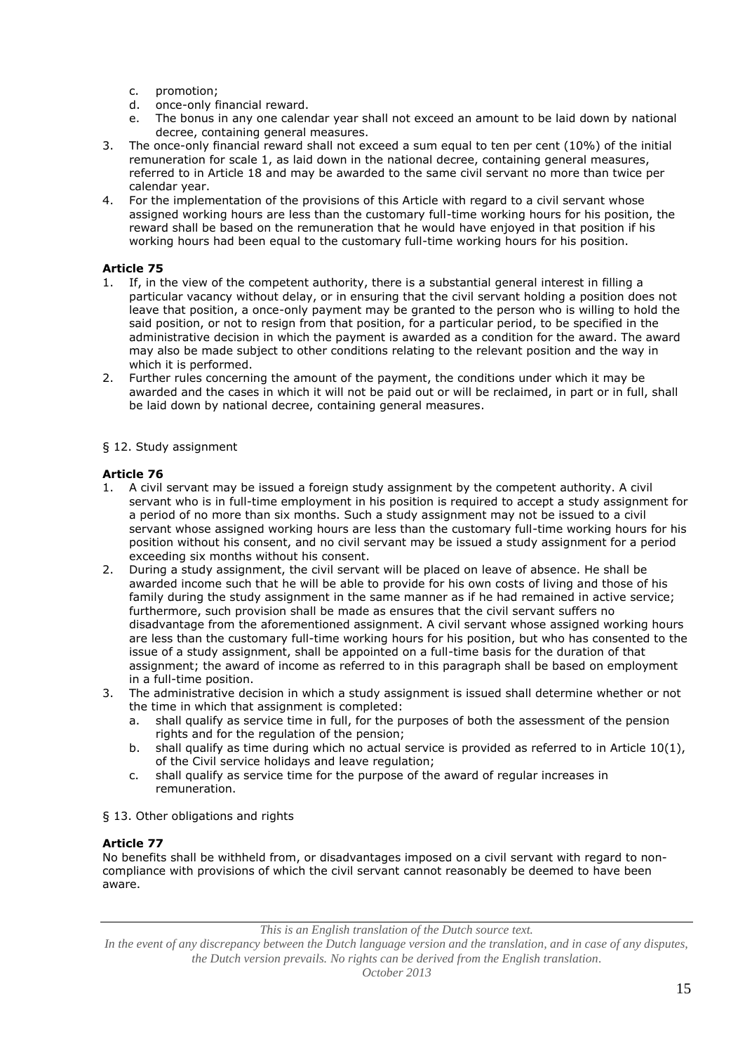c. promotion;
d. once-only financial reward.
e. The bonus in any one calendar year shall not exceed an amount to be laid down by national decree, containing general measures.

3. The once-only financial reward shall not exceed a sum equal to ten per cent (10%) of the initial remuneration for scale 1, as laid down in the national decree, containing general measures, referred to in Article 18 and may be awarded to the same civil servant no more than twice per calendar year.
4. For the implementation of the provisions of this Article with regard to a civil servant whose assigned working hours are less than the customary full-time working hours for his position, the reward shall be based on the remuneration that he would have enjoyed in that position if his working hours had been equal to the customary full-time working hours for his position.

**Article 75**

1. If, in the view of the competent authority, there is a substantial general interest in filling a particular vacancy without delay, or in ensuring that the civil servant holding a position does not leave that position, a once-only payment may be granted to the person who is willing to hold the said position, or not to resign from that position, for a particular period, to be specified in the administrative decision in which the payment is awarded as a condition for the award. The award may also be made subject to other conditions relating to the relevant position and the way in which it is performed.
2. Further rules concerning the amount of the payment, the conditions under which it may be awarded and the cases in which it will not be paid out or will be reclaimed, in part or in full, shall be laid down by national decree, containing general measures.

§ 12. Study assignment

**Article 76**

1. A civil servant may be issued a foreign study assignment by the competent authority. A civil servant who is in full-time employment in his position is required to accept a study assignment for a period of no more than six months. Such a study assignment may not be issued to a civil servant whose assigned working hours are less than the customary full-time working hours for his position without his consent, and no civil servant may be issued a study assignment for a period exceeding six months without his consent.
2. During a study assignment, the civil servant will be placed on leave of absence. He shall be awarded income such that he will be able to provide for his own costs of living and those of his family during the study assignment in the same manner as if he had remained in active service; furthermore, such provision shall be made as ensures that the civil servant suffers no disadvantage from the aforementioned assignment. A civil servant whose assigned working hours are less than the customary full-time working hours for his position, but who has consented to the issue of a study assignment, shall be appointed on a full-time basis for the duration of that assignment; the award of income as referred to in this paragraph shall be based on employment in a full-time position.
3. The administrative decision in which a study assignment is issued shall determine whether or not the time in which that assignment is completed:
   a. shall qualify as service time in full, for the purposes of both the assessment of the pension rights and for the regulation of the pension;
   b. shall qualify as time during which no actual service is provided as referred to in Article 10(1), of the Civil service holidays and leave regulation;
   c. shall qualify as service time for the purpose of the award of regular increases in remuneration.

§ 13. Other obligations and rights

**Article 77**

No benefits shall be withheld from, or disadvantages imposed on a civil servant with regard to non-compliance with provisions of which the civil servant cannot reasonably be deemed to have been aware.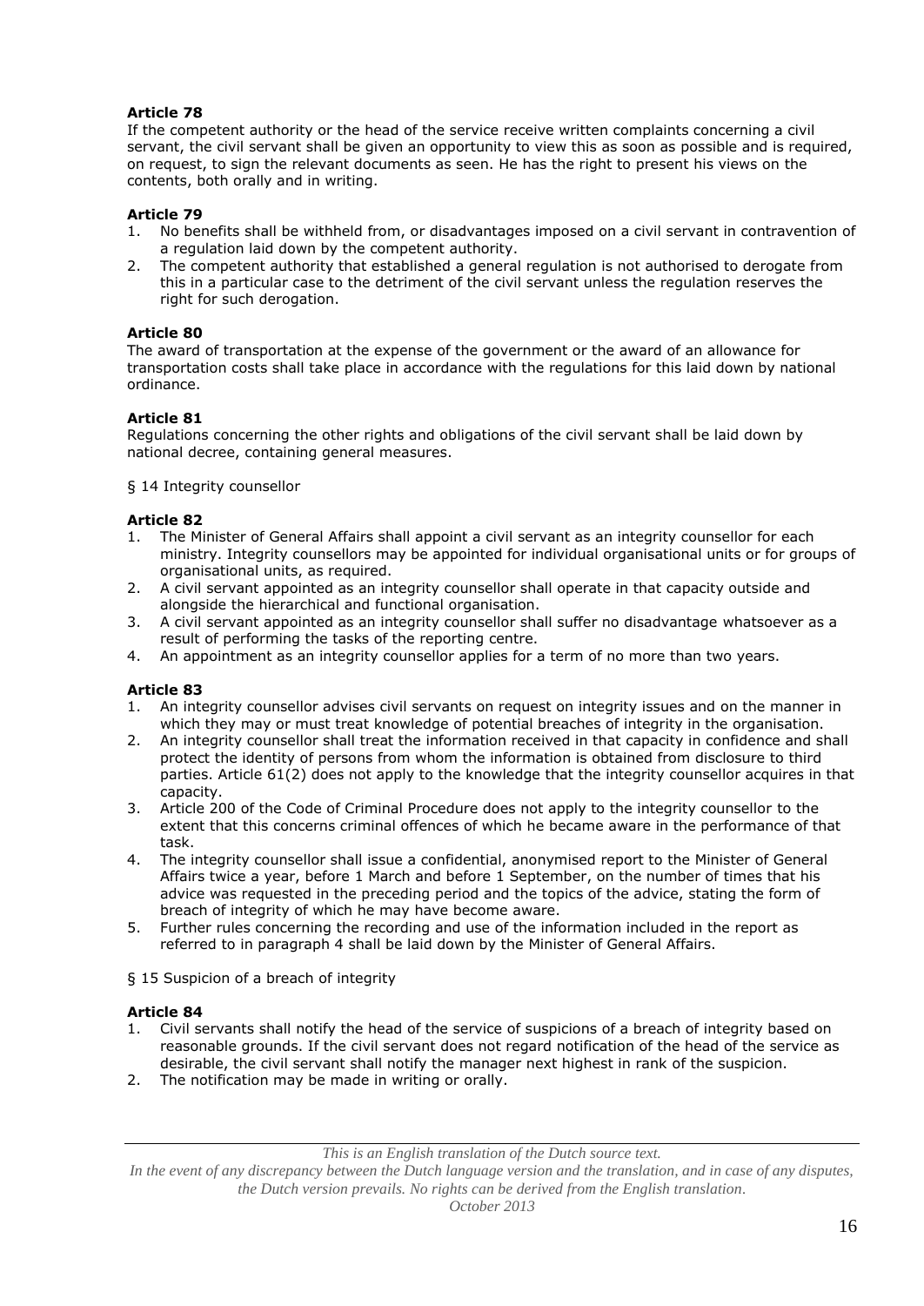**Article 78**

If the competent authority or the head of the service receive written complaints concerning a civil servant, the civil servant shall be given an opportunity to view this as soon as possible and is required, on request, to sign the relevant documents as seen. He has the right to present his views on the contents, both orally and in writing.

**Article 79**

1. No benefits shall be withheld from, or disadvantages imposed on a civil servant in contravention of a regulation laid down by the competent authority.
2. The competent authority that established a general regulation is not authorised to derogate from this in a particular case to the detriment of the civil servant unless the regulation reserves the right for such derogation.

**Article 80**

The award of transportation at the expense of the government or the award of an allowance for transportation costs shall take place in accordance with the regulations for this laid down by national ordinance.

**Article 81**

Regulations concerning the other rights and obligations of the civil servant shall be laid down by national decree, containing general measures.

§ 14 Integrity counsellor

**Article 82**

1. The Minister of General Affairs shall appoint a civil servant as an integrity counsellor for each ministry. Integrity counsellors may be appointed for individual organisational units or for groups of organisational units, as required.
2. A civil servant appointed as an integrity counsellor shall operate in that capacity outside and alongside the hierarchical and functional organisation.
3. A civil servant appointed as an integrity counsellor shall suffer no disadvantage whatsoever as a result of performing the tasks of the reporting centre.
4. An appointment as an integrity counsellor applies for a term of no more than two years.

**Article 83**

1. An integrity counsellor advises civil servants on request on integrity issues and on the manner in which they may or must treat knowledge of potential breaches of integrity in the organisation.
2. An integrity counsellor shall treat the information received in that capacity in confidence and shall protect the identity of persons from whom the information is obtained from disclosure to third parties. Article 61(2) does not apply to the knowledge that the integrity counsellor acquires in that capacity.
3. Article 200 of the Code of Criminal Procedure does not apply to the integrity counsellor to the extent that this concerns criminal offences of which he became aware in the performance of that task.
4. The integrity counsellor shall issue a confidential, anonymised report to the Minister of General Affairs twice a year, before 1 March and before 1 September, on the number of times that his advice was requested in the preceding period and the topics of the advice, stating the form of breach of integrity of which he may have become aware.
5. Further rules concerning the recording and use of the information included in the report as referred to in paragraph 4 shall be laid down by the Minister of General Affairs.

§ 15 Suspicion of a breach of integrity

**Article 84**

1. Civil servants shall notify the head of the service of suspicions of a breach of integrity based on reasonable grounds. If the civil servant does not regard notification of the head of the service as desirable, the civil servant shall notify the manager next highest in rank of the suspicion.
2. The notification may be made in writing or orally.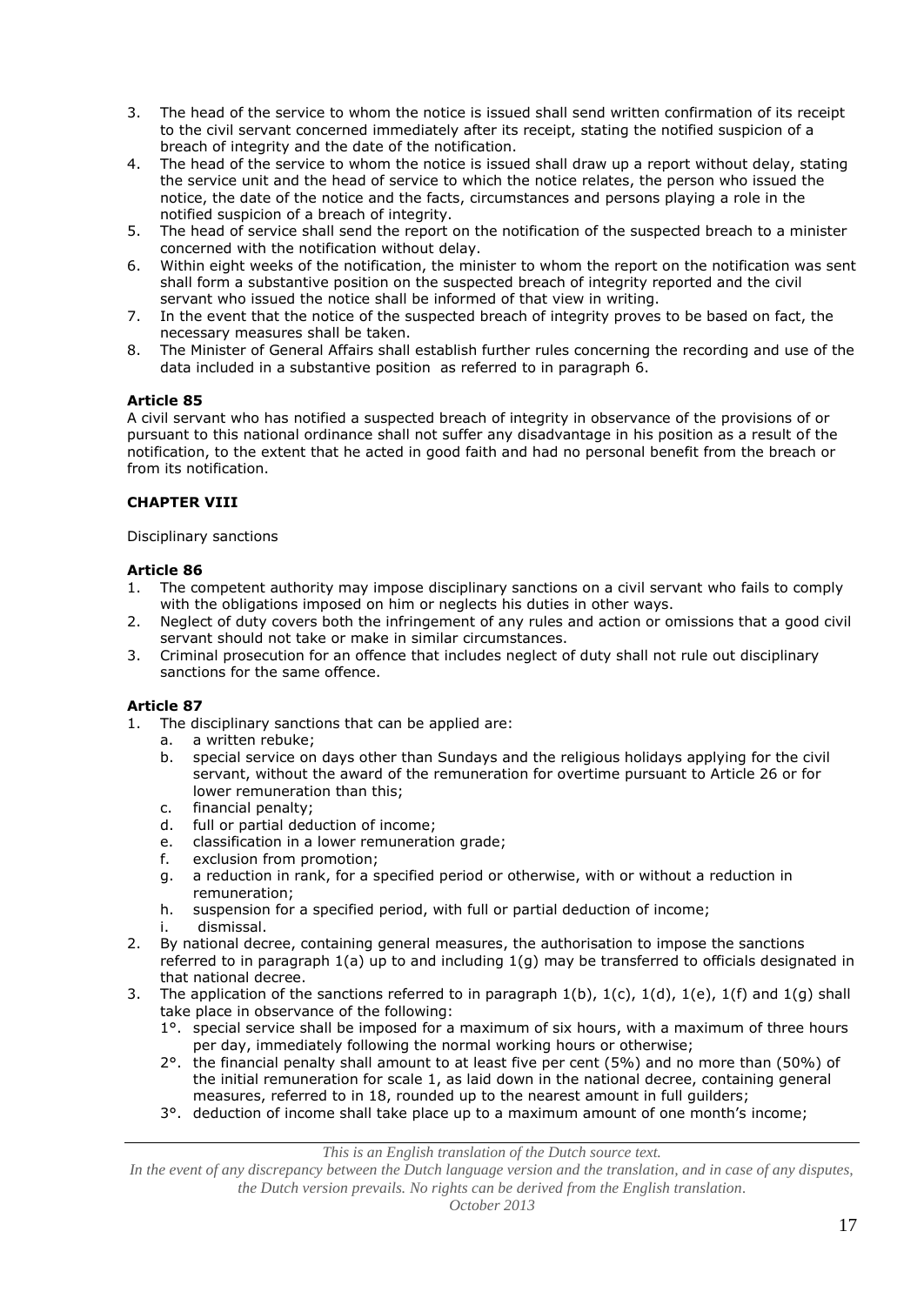3. The head of the service to whom the notice is issued shall send written confirmation of its receipt to the civil servant concerned immediately after its receipt, stating the notified suspicion of a breach of integrity and the date of the notification.
4. The head of the service to whom the notice is issued shall draw up a report without delay, stating the service unit and the head of service to which the notice relates, the person who issued the notice, the date of the notice and the facts, circumstances and persons playing a role in the notified suspicion of a breach of integrity.
5. The head of service shall send the report on the notification of the suspected breach to a minister concerned with the notification without delay.
6. Within eight weeks of the notification, the minister to whom the report on the notification was sent shall form a substantive position on the suspected breach of integrity reported and the civil servant who issued the notice shall be informed of that view in writing.
7. In the event that the notice of the suspected breach of integrity proves to be based on fact, the necessary measures shall be taken.
8. The Minister of General Affairs shall establish further rules concerning the recording and use of the data included in a substantive position as referred to in paragraph 6.

**Article 85**

A civil servant who has notified a suspected breach of integrity in observance of the provisions of or pursuant to this national ordinance shall not suffer any disadvantage in his position as a result of the notification, to the extent that he acted in good faith and had no personal benefit from the breach or from its notification.

**CHAPTER VIII**

Disciplinary sanctions

**Article 86**

1. The competent authority may impose disciplinary sanctions on a civil servant who fails to comply with the obligations imposed on him or neglects his duties in other ways.
2. Neglect of duty covers both the infringement of any rules and action or omissions that a good civil servant should not take or make in similar circumstances.
3. Criminal prosecution for an offence that includes neglect of duty shall not rule out disciplinary sanctions for the same offence.

**Article 87**

1. The disciplinary sanctions that can be applied are:
   a. a written rebuke;
   b. special service on days other than Sundays and the religious holidays applying for the civil servant, without the award of the remuneration for overtime pursuant to Article 26 or for lower remuneration than this;
   c. financial penalty;
   d. full or partial deduction of income;
   e. classification in a lower remuneration grade;
   f. exclusion from promotion;
   g. a reduction in rank, for a specified period or otherwise, with or without a reduction in remuneration;
   h. suspension for a specified period, with full or partial deduction of income;
   i. dismissal.
2. By national decree, containing general measures, the authorisation to impose the sanctions referred to in paragraph 1(a) up to and including 1(g) may be transferred to officials designated in that national decree.
3. The application of the sanctions referred to in paragraph 1(b), 1(c), 1(d), 1(e), 1(f) and 1(g) shall take place in observance of the following:
   1°. special service shall be imposed for a maximum of six hours, with a maximum of three hours per day, immediately following the normal working hours or otherwise;
   2°. the financial penalty shall amount to at least five per cent (5%) and no more than (50%) of the initial remuneration for scale 1, as laid down in the national decree, containing general measures, referred to in 18, rounded up to the nearest amount in full guilders;
   3°. deduction of income shall take place up to a maximum amount of one month's income;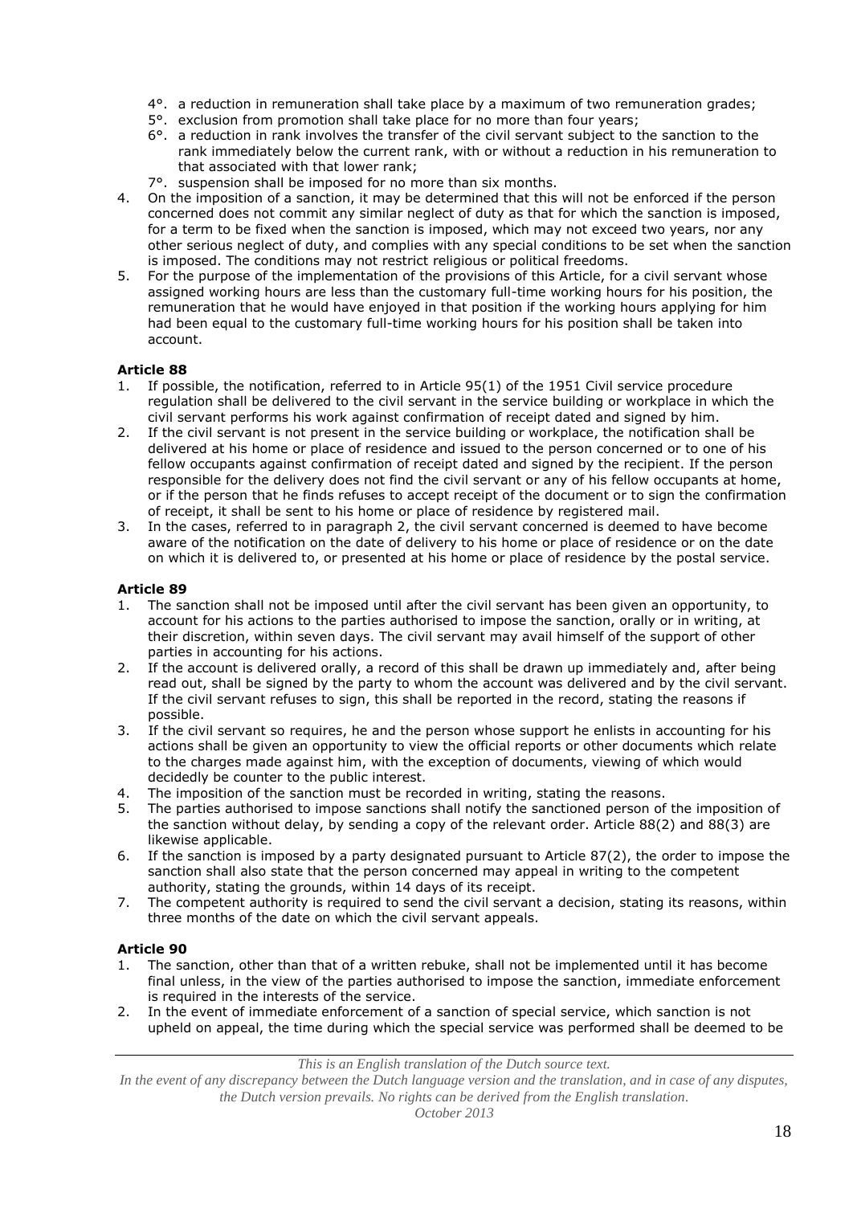4°. a reduction in remuneration shall take place by a maximum of two remuneration grades;
5°. exclusion from promotion shall take place for no more than four years;
6°. a reduction in rank involves the transfer of the civil servant subject to the sanction to the rank immediately below the current rank, with or without a reduction in his remuneration to that associated with that lower rank;
7°. suspension shall be imposed for no more than six months.

4. On the imposition of a sanction, it may be determined that this will not be enforced if the person concerned does not commit any similar neglect of duty as that for which the sanction is imposed, for a term to be fixed when the sanction is imposed, which may not exceed two years, nor any other serious neglect of duty, and complies with any special conditions to be set when the sanction is imposed. The conditions may not restrict religious or political freedoms.
5. For the purpose of the implementation of the provisions of this Article, for a civil servant whose assigned working hours are less than the customary full-time working hours for his position, the remuneration that he would have enjoyed in that position if the working hours applying for him had been equal to the customary full-time working hours for his position shall be taken into account.

**Article 88**

1. If possible, the notification, referred to in Article 95(1) of the 1951 Civil service procedure regulation shall be delivered to the civil servant in the service building or workplace in which the civil servant performs his work against confirmation of receipt dated and signed by him.
2. If the civil servant is not present in the service building or workplace, the notification shall be delivered at his home or place of residence and issued to the person concerned or to one of his fellow occupants against confirmation of receipt dated and signed by the recipient. If the person responsible for the delivery does not find the civil servant or any of his fellow occupants at home, or if the person that he finds refuses to accept receipt of the document or to sign the confirmation of receipt, it shall be sent to his home or place of residence by registered mail.
3. In the cases, referred to in paragraph 2, the civil servant concerned is deemed to have become aware of the notification on the date of delivery to his home or place of residence or on the date on which it is delivered to, or presented at his home or place of residence by the postal service.

**Article 89**

1. The sanction shall not be imposed until after the civil servant has been given an opportunity, to account for his actions to the parties authorised to impose the sanction, orally or in writing, at their discretion, within seven days. The civil servant may avail himself of the support of other parties in accounting for his actions.
2. If the account is delivered orally, a record of this shall be drawn up immediately and, after being read out, shall be signed by the party to whom the account was delivered and by the civil servant. If the civil servant refuses to sign, this shall be reported in the record, stating the reasons if possible.
3. If the civil servant so requires, he and the person whose support he enlists in accounting for his actions shall be given an opportunity to view the official reports or other documents which relate to the charges made against him, with the exception of documents, viewing of which would decidedly be counter to the public interest.
4. The imposition of the sanction must be recorded in writing, stating the reasons.
5. The parties authorised to impose sanctions shall notify the sanctioned person of the imposition of the sanction without delay, by sending a copy of the relevant order. Article 88(2) and 88(3) are likewise applicable.
6. If the sanction is imposed by a party designated pursuant to Article 87(2), the order to impose the sanction shall also state that the person concerned may appeal in writing to the competent authority, stating the grounds, within 14 days of its receipt.
7. The competent authority is required to send the civil servant a decision, stating its reasons, within three months of the date on which the civil servant appeals.

**Article 90**

1. The sanction, other than that of a written rebuke, shall not be implemented until it has become final unless, in the view of the parties authorised to impose the sanction, immediate enforcement is required in the interests of the service.
2. In the event of immediate enforcement of a sanction of special service, which sanction is not upheld on appeal, the time during which the special service was performed shall be deemed to be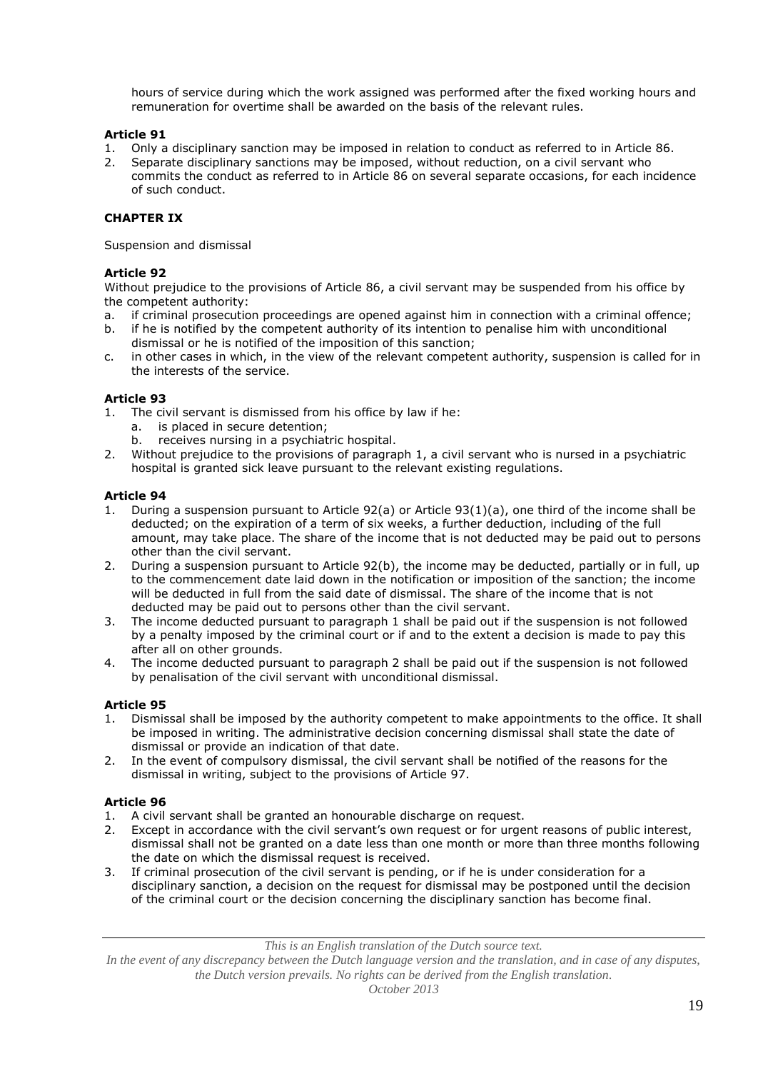hours of service during which the work assigned was performed after the fixed working hours and remuneration for overtime shall be awarded on the basis of the relevant rules.

**Article 91**

1. Only a disciplinary sanction may be imposed in relation to conduct as referred to in Article 86.
2. Separate disciplinary sanctions may be imposed, without reduction, on a civil servant who commits the conduct as referred to in Article 86 on several separate occasions, for each incidence of such conduct.

## CHAPTER IX

Suspension and dismissal

**Article 92**

Without prejudice to the provisions of Article 86, a civil servant may be suspended from his office by the competent authority:

a. if criminal prosecution proceedings are opened against him in connection with a criminal offence;
b. if he is notified by the competent authority of its intention to penalise him with unconditional dismissal or he is notified of the imposition of this sanction;
c. in other cases in which, in the view of the relevant competent authority, suspension is called for in the interests of the service.

**Article 93**

1. The civil servant is dismissed from his office by law if he:
   a. is placed in secure detention;
   b. receives nursing in a psychiatric hospital.
2. Without prejudice to the provisions of paragraph 1, a civil servant who is nursed in a psychiatric hospital is granted sick leave pursuant to the relevant existing regulations.

**Article 94**

1. During a suspension pursuant to Article 92(a) or Article 93(1)(a), one third of the income shall be deducted; on the expiration of a term of six weeks, a further deduction, including of the full amount, may take place. The share of the income that is not deducted may be paid out to persons other than the civil servant.
2. During a suspension pursuant to Article 92(b), the income may be deducted, partially or in full, up to the commencement date laid down in the notification or imposition of the sanction; the income will be deducted in full from the said date of dismissal. The share of the income that is not deducted may be paid out to persons other than the civil servant.
3. The income deducted pursuant to paragraph 1 shall be paid out if the suspension is not followed by a penalty imposed by the criminal court or if and to the extent a decision is made to pay this after all on other grounds.
4. The income deducted pursuant to paragraph 2 shall be paid out if the suspension is not followed by penalisation of the civil servant with unconditional dismissal.

**Article 95**

1. Dismissal shall be imposed by the authority competent to make appointments to the office. It shall be imposed in writing. The administrative decision concerning dismissal shall state the date of dismissal or provide an indication of that date.
2. In the event of compulsory dismissal, the civil servant shall be notified of the reasons for the dismissal in writing, subject to the provisions of Article 97.

**Article 96**

1. A civil servant shall be granted an honourable discharge on request.
2. Except in accordance with the civil servant's own request or for urgent reasons of public interest, dismissal shall not be granted on a date less than one month or more than three months following the date on which the dismissal request is received.
3. If criminal prosecution of the civil servant is pending, or if he is under consideration for a disciplinary sanction, a decision on the request for dismissal may be postponed until the decision of the criminal court or the decision concerning the disciplinary sanction has become final.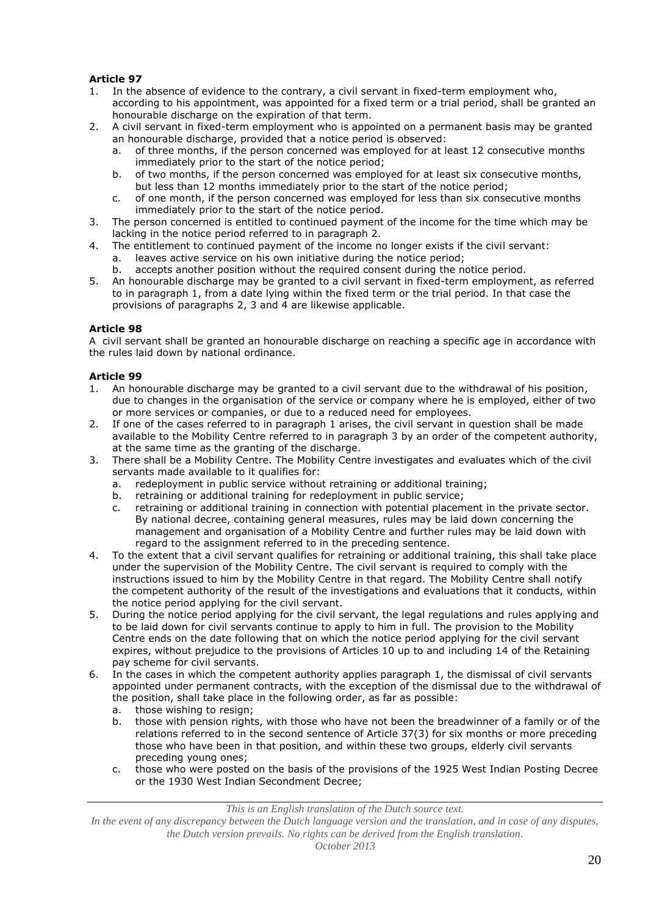**Article 97**

1. In the absence of evidence to the contrary, a civil servant in fixed-term employment who, according to his appointment, was appointed for a fixed term or a trial period, shall be granted an honourable discharge on the expiration of that term.
2. A civil servant in fixed-term employment who is appointed on a permanent basis may be granted an honourable discharge, provided that a notice period is observed:
   a. of three months, if the person concerned was employed for at least 12 consecutive months immediately prior to the start of the notice period;
   b. of two months, if the person concerned was employed for at least six consecutive months, but less than 12 months immediately prior to the start of the notice period;
   c. of one month, if the person concerned was employed for less than six consecutive months immediately prior to the start of the notice period.
3. The person concerned is entitled to continued payment of the income for the time which may be lacking in the notice period referred to in paragraph 2.
4. The entitlement to continued payment of the income no longer exists if the civil servant:
   a. leaves active service on his own initiative during the notice period;
   b. accepts another position without the required consent during the notice period.
5. An honourable discharge may be granted to a civil servant in fixed-term employment, as referred to in paragraph 1, from a date lying within the fixed term or the trial period. In that case the provisions of paragraphs 2, 3 and 4 are likewise applicable.

**Article 98**

A civil servant shall be granted an honourable discharge on reaching a specific age in accordance with the rules laid down by national ordinance.

**Article 99**

1. An honourable discharge may be granted to a civil servant due to the withdrawal of his position, due to changes in the organisation of the service or company where he is employed, either of two or more services or companies, or due to a reduced need for employees.
2. If one of the cases referred to in paragraph 1 arises, the civil servant in question shall be made available to the Mobility Centre referred to in paragraph 3 by an order of the competent authority, at the same time as the granting of the discharge.
3. There shall be a Mobility Centre. The Mobility Centre investigates and evaluates which of the civil servants made available to it qualifies for:
   a. redeployment in public service without retraining or additional training;
   b. retraining or additional training for redeployment in public service;
   c. retraining or additional training in connection with potential placement in the private sector.
   By national decree, containing general measures, rules may be laid down concerning the management and organisation of a Mobility Centre and further rules may be laid down with regard to the assignment referred to in the preceding sentence.
4. To the extent that a civil servant qualifies for retraining or additional training, this shall take place under the supervision of the Mobility Centre. The civil servant is required to comply with the instructions issued to him by the Mobility Centre in that regard. The Mobility Centre shall notify the competent authority of the result of the investigations and evaluations that it conducts, within the notice period applying for the civil servant.
5. During the notice period applying for the civil servant, the legal regulations and rules applying and to be laid down for civil servants continue to apply to him in full. The provision to the Mobility Centre ends on the date following that on which the notice period applying for the civil servant expires, without prejudice to the provisions of Articles 10 up to and including 14 of the Retaining pay scheme for civil servants.
6. In the cases in which the competent authority applies paragraph 1, the dismissal of civil servants appointed under permanent contracts, with the exception of the dismissal due to the withdrawal of the position, shall take place in the following order, as far as possible:
   a. those wishing to resign;
   b. those with pension rights, with those who have not been the breadwinner of a family or of the relations referred to in the second sentence of Article 37(3) for six months or more preceding those who have been in that position, and within these two groups, elderly civil servants preceding young ones;
   c. those who were posted on the basis of the provisions of the 1925 West Indian Posting Decree or the 1930 West Indian Secondment Decree;

*This is an English translation of the Dutch source text.*
*In the event of any discrepancy between the Dutch language version and the translation, and in case of any disputes, the Dutch version prevails. No rights can be derived from the English translation.*
*October 2013*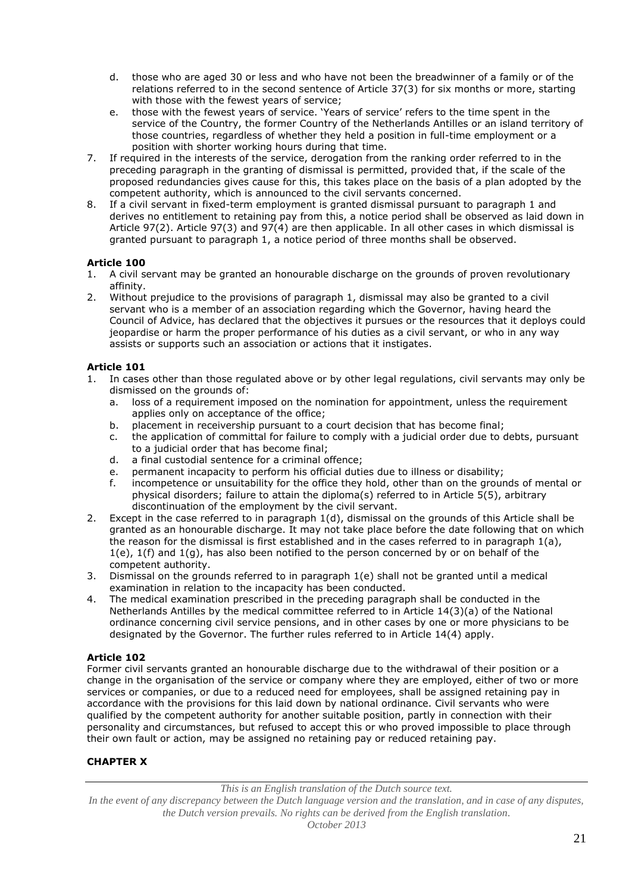d. those who are aged 30 or less and who have not been the breadwinner of a family or of the relations referred to in the second sentence of Article 37(3) for six months or more, starting with those with the fewest years of service;
e. those with the fewest years of service. 'Years of service' refers to the time spent in the service of the Country, the former Country of the Netherlands Antilles or an island territory of those countries, regardless of whether they held a position in full-time employment or a position with shorter working hours during that time.

7. If required in the interests of the service, derogation from the ranking order referred to in the preceding paragraph in the granting of dismissal is permitted, provided that, if the scale of the proposed redundancies gives cause for this, this takes place on the basis of a plan adopted by the competent authority, which is announced to the civil servants concerned.
8. If a civil servant in fixed-term employment is granted dismissal pursuant to paragraph 1 and derives no entitlement to retaining pay from this, a notice period shall be observed as laid down in Article 97(2). Article 97(3) and 97(4) are then applicable. In all other cases in which dismissal is granted pursuant to paragraph 1, a notice period of three months shall be observed.

**Article 100**

1. A civil servant may be granted an honourable discharge on the grounds of proven revolutionary affinity.
2. Without prejudice to the provisions of paragraph 1, dismissal may also be granted to a civil servant who is a member of an association regarding which the Governor, having heard the Council of Advice, has declared that the objectives it pursues or the resources that it deploys could jeopardise or harm the proper performance of his duties as a civil servant, or who in any way assists or supports such an association or actions that it instigates.

**Article 101**

1. In cases other than those regulated above or by other legal regulations, civil servants may only be dismissed on the grounds of:
   a. loss of a requirement imposed on the nomination for appointment, unless the requirement applies only on acceptance of the office;
   b. placement in receivership pursuant to a court decision that has become final;
   c. the application of committal for failure to comply with a judicial order due to debts, pursuant to a judicial order that has become final;
   d. a final custodial sentence for a criminal offence;
   e. permanent incapacity to perform his official duties due to illness or disability;
   f. incompetence or unsuitability for the office they hold, other than on the grounds of mental or physical disorders; failure to attain the diploma(s) referred to in Article 5(5), arbitrary discontinuation of the employment by the civil servant.
2. Except in the case referred to in paragraph 1(d), dismissal on the grounds of this Article shall be granted as an honourable discharge. It may not take place before the date following that on which the reason for the dismissal is first established and in the cases referred to in paragraph 1(a), 1(e), 1(f) and 1(g), has also been notified to the person concerned by or on behalf of the competent authority.
3. Dismissal on the grounds referred to in paragraph 1(e) shall not be granted until a medical examination in relation to the incapacity has been conducted.
4. The medical examination prescribed in the preceding paragraph shall be conducted in the Netherlands Antilles by the medical committee referred to in Article 14(3)(a) of the National ordinance concerning civil service pensions, and in other cases by one or more physicians to be designated by the Governor. The further rules referred to in Article 14(4) apply.

**Article 102**

Former civil servants granted an honourable discharge due to the withdrawal of their position or a change in the organisation of the service or company where they are employed, either of two or more services or companies, or due to a reduced need for employees, shall be assigned retaining pay in accordance with the provisions for this laid down by national ordinance. Civil servants who were qualified by the competent authority for another suitable position, partly in connection with their personality and circumstances, but refused to accept this or who proved impossible to place through their own fault or action, may be assigned no retaining pay or reduced retaining pay.

**CHAPTER X**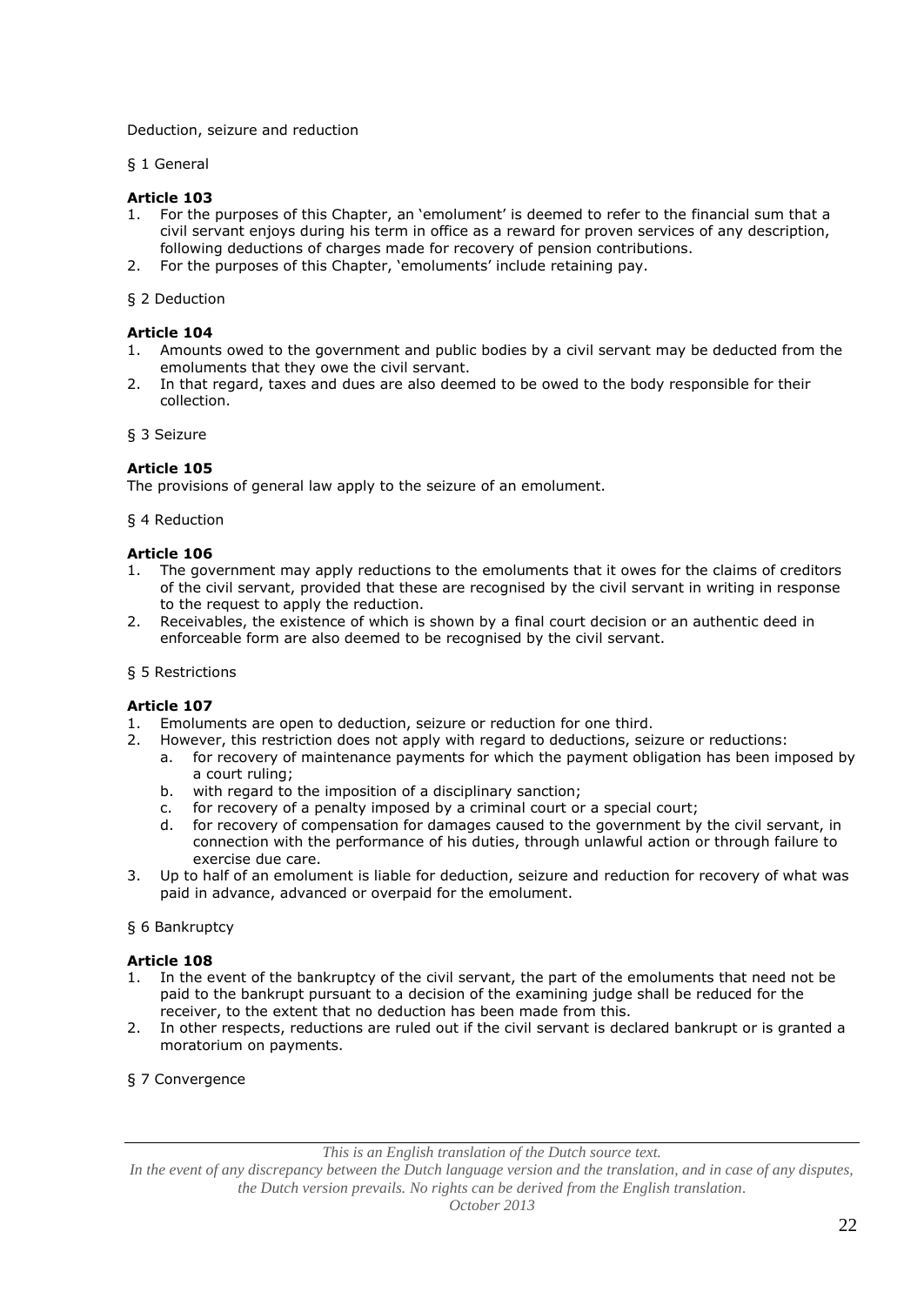Deduction, seizure and reduction

§ 1 General

**Article 103**

1. For the purposes of this Chapter, an 'emolument' is deemed to refer to the financial sum that a civil servant enjoys during his term in office as a reward for proven services of any description, following deductions of charges made for recovery of pension contributions.
2. For the purposes of this Chapter, 'emoluments' include retaining pay.

§ 2 Deduction

**Article 104**

1. Amounts owed to the government and public bodies by a civil servant may be deducted from the emoluments that they owe the civil servant.
2. In that regard, taxes and dues are also deemed to be owed to the body responsible for their collection.

§ 3 Seizure

**Article 105**

The provisions of general law apply to the seizure of an emolument.

§ 4 Reduction

**Article 106**

1. The government may apply reductions to the emoluments that it owes for the claims of creditors of the civil servant, provided that these are recognised by the civil servant in writing in response to the request to apply the reduction.
2. Receivables, the existence of which is shown by a final court decision or an authentic deed in enforceable form are also deemed to be recognised by the civil servant.

§ 5 Restrictions

**Article 107**

1. Emoluments are open to deduction, seizure or reduction for one third.
2. However, this restriction does not apply with regard to deductions, seizure or reductions:
   a. for recovery of maintenance payments for which the payment obligation has been imposed by a court ruling;
   b. with regard to the imposition of a disciplinary sanction;
   c. for recovery of a penalty imposed by a criminal court or a special court;
   d. for recovery of compensation for damages caused to the government by the civil servant, in connection with the performance of his duties, through unlawful action or through failure to exercise due care.
3. Up to half of an emolument is liable for deduction, seizure and reduction for recovery of what was paid in advance, advanced or overpaid for the emolument.

§ 6 Bankruptcy

**Article 108**

1. In the event of the bankruptcy of the civil servant, the part of the emoluments that need not be paid to the bankrupt pursuant to a decision of the examining judge shall be reduced for the receiver, to the extent that no deduction has been made from this.
2. In other respects, reductions are ruled out if the civil servant is declared bankrupt or is granted a moratorium on payments.

§ 7 Convergence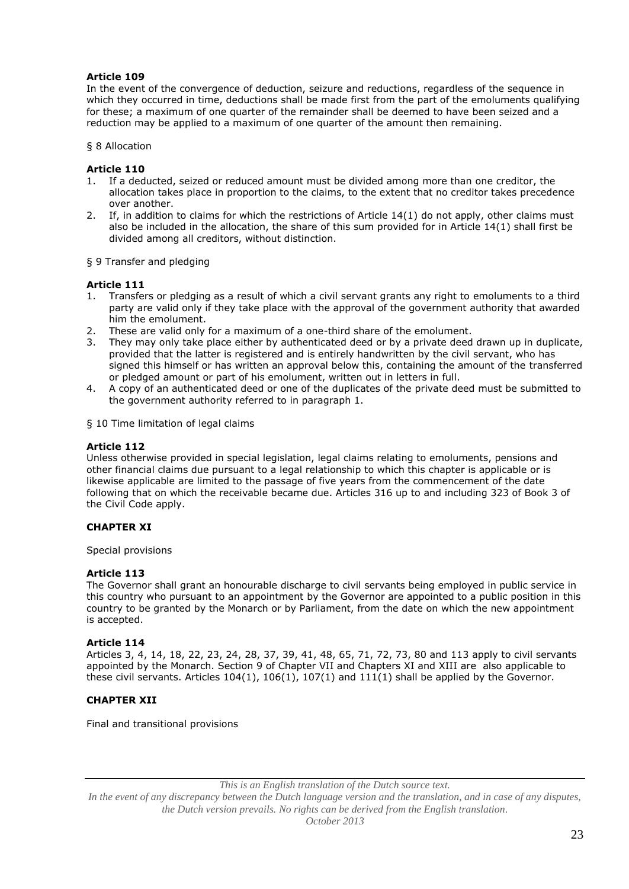**Article 109**

In the event of the convergence of deduction, seizure and reductions, regardless of the sequence in which they occurred in time, deductions shall be made first from the part of the emoluments qualifying for these; a maximum of one quarter of the remainder shall be deemed to have been seized and a reduction may be applied to a maximum of one quarter of the amount then remaining.

§ 8 Allocation

**Article 110**

1. If a deducted, seized or reduced amount must be divided among more than one creditor, the allocation takes place in proportion to the claims, to the extent that no creditor takes precedence over another.
2. If, in addition to claims for which the restrictions of Article 14(1) do not apply, other claims must also be included in the allocation, the share of this sum provided for in Article 14(1) shall first be divided among all creditors, without distinction.

§ 9 Transfer and pledging

**Article 111**

1. Transfers or pledging as a result of which a civil servant grants any right to emoluments to a third party are valid only if they take place with the approval of the government authority that awarded him the emolument.
2. These are valid only for a maximum of a one-third share of the emolument.
3. They may only take place either by authenticated deed or by a private deed drawn up in duplicate, provided that the latter is registered and is entirely handwritten by the civil servant, who has signed this himself or has written an approval below this, containing the amount of the transferred or pledged amount or part of his emolument, written out in letters in full.
4. A copy of an authenticated deed or one of the duplicates of the private deed must be submitted to the government authority referred to in paragraph 1.

§ 10 Time limitation of legal claims

**Article 112**

Unless otherwise provided in special legislation, legal claims relating to emoluments, pensions and other financial claims due pursuant to a legal relationship to which this chapter is applicable or is likewise applicable are limited to the passage of five years from the commencement of the date following that on which the receivable became due. Articles 316 up to and including 323 of Book 3 of the Civil Code apply.

**CHAPTER XI**

Special provisions

**Article 113**

The Governor shall grant an honourable discharge to civil servants being employed in public service in this country who pursuant to an appointment by the Governor are appointed to a public position in this country to be granted by the Monarch or by Parliament, from the date on which the new appointment is accepted.

**Article 114**

Articles 3, 4, 14, 18, 22, 23, 24, 28, 37, 39, 41, 48, 65, 71, 72, 73, 80 and 113 apply to civil servants appointed by the Monarch. Section 9 of Chapter VII and Chapters XI and XIII are also applicable to these civil servants. Articles 104(1), 106(1), 107(1) and 111(1) shall be applied by the Governor.

**CHAPTER XII**

Final and transitional provisions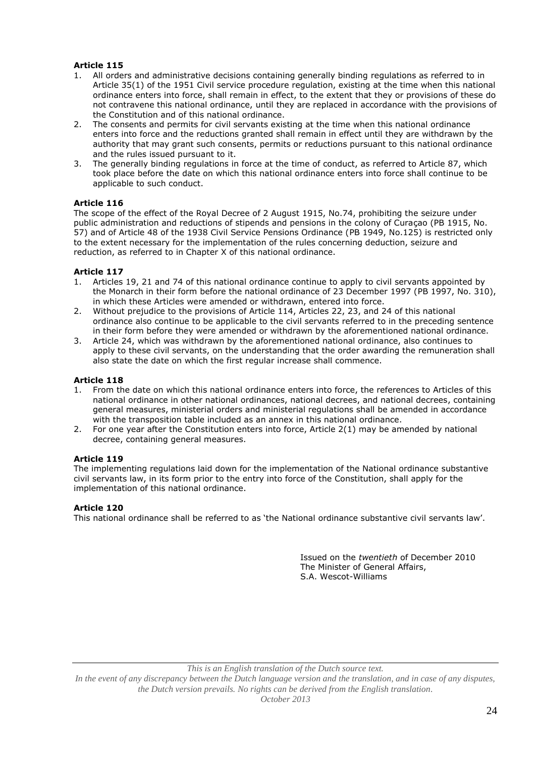**Article 115**

1. All orders and administrative decisions containing generally binding regulations as referred to in Article 35(1) of the 1951 Civil service procedure regulation, existing at the time when this national ordinance enters into force, shall remain in effect, to the extent that they or provisions of these do not contravene this national ordinance, until they are replaced in accordance with the provisions of the Constitution and of this national ordinance.
2. The consents and permits for civil servants existing at the time when this national ordinance enters into force and the reductions granted shall remain in effect until they are withdrawn by the authority that may grant such consents, permits or reductions pursuant to this national ordinance and the rules issued pursuant to it.
3. The generally binding regulations in force at the time of conduct, as referred to Article 87, which took place before the date on which this national ordinance enters into force shall continue to be applicable to such conduct.

**Article 116**

The scope of the effect of the Royal Decree of 2 August 1915, No.74, prohibiting the seizure under public administration and reductions of stipends and pensions in the colony of Curaçao (PB 1915, No. 57) and of Article 48 of the 1938 Civil Service Pensions Ordinance (PB 1949, No.125) is restricted only to the extent necessary for the implementation of the rules concerning deduction, seizure and reduction, as referred to in Chapter X of this national ordinance.

**Article 117**

1. Articles 19, 21 and 74 of this national ordinance continue to apply to civil servants appointed by the Monarch in their form before the national ordinance of 23 December 1997 (PB 1997, No. 310), in which these Articles were amended or withdrawn, entered into force.
2. Without prejudice to the provisions of Article 114, Articles 22, 23, and 24 of this national ordinance also continue to be applicable to the civil servants referred to in the preceding sentence in their form before they were amended or withdrawn by the aforementioned national ordinance.
3. Article 24, which was withdrawn by the aforementioned national ordinance, also continues to apply to these civil servants, on the understanding that the order awarding the remuneration shall also state the date on which the first regular increase shall commence.

**Article 118**

1. From the date on which this national ordinance enters into force, the references to Articles of this national ordinance in other national ordinances, national decrees, and national decrees, containing general measures, ministerial orders and ministerial regulations shall be amended in accordance with the transposition table included as an annex in this national ordinance.
2. For one year after the Constitution enters into force, Article 2(1) may be amended by national decree, containing general measures.

**Article 119**

The implementing regulations laid down for the implementation of the National ordinance substantive civil servants law, in its form prior to the entry into force of the Constitution, shall apply for the implementation of this national ordinance.

**Article 120**

This national ordinance shall be referred to as 'the National ordinance substantive civil servants law'.

Issued on the *twentieth* of December 2010
The Minister of General Affairs,
S.A. Wescot-Williams

*This is an English translation of the Dutch source text.*
*In the event of any discrepancy between the Dutch language version and the translation, and in case of any disputes, the Dutch version prevails. No rights can be derived from the English translation.*
*October 2013*